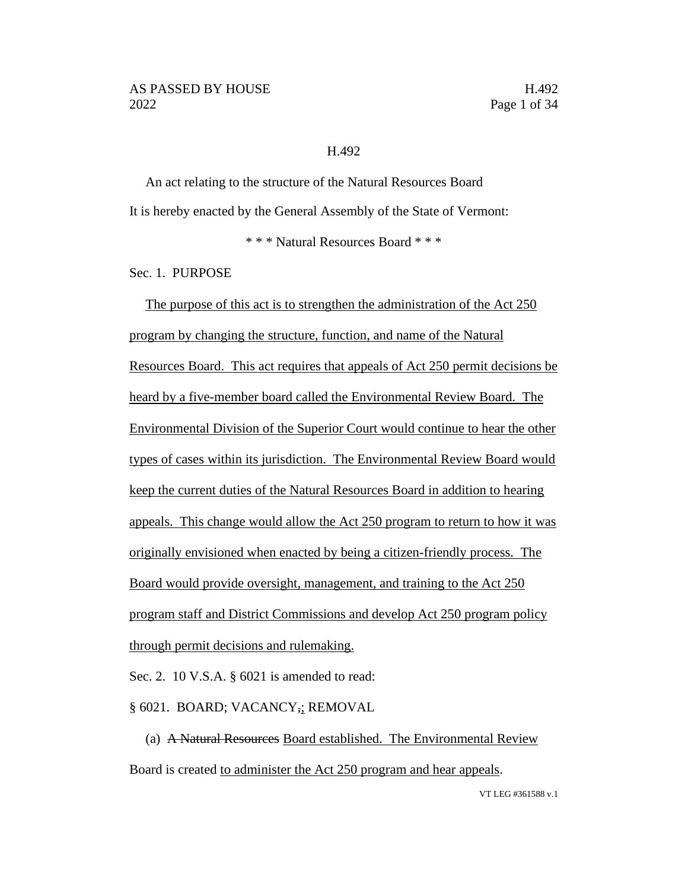# H.492

An act relating to the structure of the Natural Resources Board

It is hereby enacted by the General Assembly of the State of Vermont:

\* \* \* Natural Resources Board \* \* \*

Sec. 1. PURPOSE

<u>The purpose of this act is to strengthen the administration of the Act 250 program by changing the structure, function, and name of the Natural Resources Board. This act requires that appeals of Act 250 permit decisions be heard by a five-member board called the Environmental Review Board. The Environmental Division of the Superior Court would continue to hear the other types of cases within its jurisdiction. The Environmental Review Board would keep the current duties of the Natural Resources Board in addition to hearing appeals. This change would allow the Act 250 program to return to how it was originally envisioned when enacted by being a citizen-friendly process. The Board would provide oversight, management, and training to the Act 250 program staff and District Commissions and develop Act 250 program policy through permit decisions and rulemaking.</u>

Sec. 2. 10 V.S.A. § 6021 is amended to read:

§ 6021. BOARD; VACANCY~~,~~<u>;</u> REMOVAL

(a) ~~A Natural Resources~~ <u>Board established. The Environmental Review</u> Board is created <u>to administer the Act 250 program and hear appeals</u>.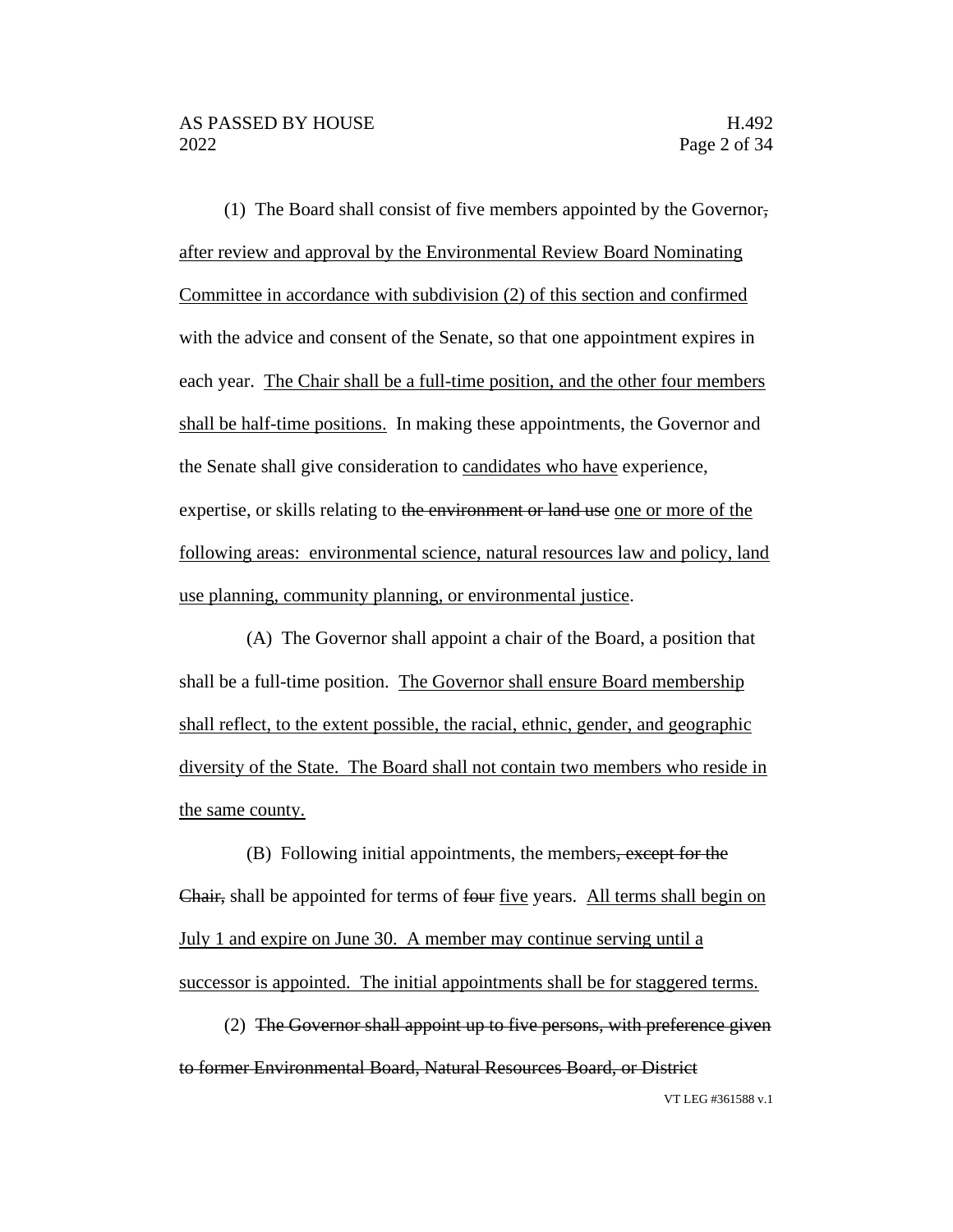(1) The Board shall consist of five members appointed by the Governor~~,~~ <u>after review and approval by the Environmental Review Board Nominating Committee in accordance with subdivision (2) of this section and confirmed</u> with the advice and consent of the Senate, so that one appointment expires in each year. <u>The Chair shall be a full-time position, and the other four members shall be half-time positions.</u> In making these appointments, the Governor and the Senate shall give consideration to <u>candidates who have</u> experience, expertise, or skills relating to ~~the environment or land use~~ <u>one or more of the following areas: environmental science, natural resources law and policy, land use planning, community planning, or environmental justice</u>.

(A) The Governor shall appoint a chair of the Board, a position that shall be a full-time position. <u>The Governor shall ensure Board membership shall reflect, to the extent possible, the racial, ethnic, gender, and geographic diversity of the State. The Board shall not contain two members who reside in the same county.</u>

(B) Following initial appointments, the members~~, except for the Chair,~~ shall be appointed for terms of ~~four~~ <u>five</u> years. <u>All terms shall begin on July 1 and expire on June 30. A member may continue serving until a successor is appointed. The initial appointments shall be for staggered terms.</u>

(2) ~~The Governor shall appoint up to five persons, with preference given to former Environmental Board, Natural Resources Board, or District~~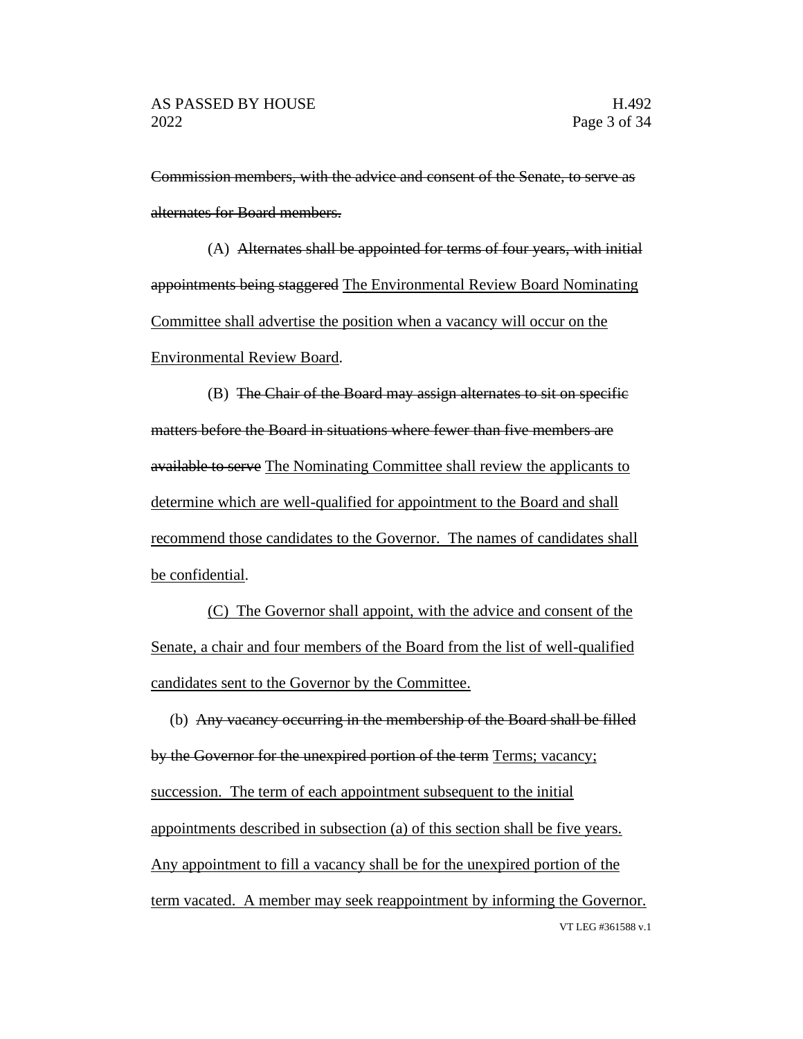~~Commission members, with the advice and consent of the Senate, to serve as alternates for Board members.~~

(A) ~~Alternates shall be appointed for terms of four years, with initial appointments being staggered~~ <u>The Environmental Review Board Nominating Committee shall advertise the position when a vacancy will occur on the Environmental Review Board</u>.

(B) ~~The Chair of the Board may assign alternates to sit on specific matters before the Board in situations where fewer than five members are available to serve~~ <u>The Nominating Committee shall review the applicants to determine which are well-qualified for appointment to the Board and shall recommend those candidates to the Governor. The names of candidates shall be confidential</u>.

<u>(C) The Governor shall appoint, with the advice and consent of the Senate, a chair and four members of the Board from the list of well-qualified candidates sent to the Governor by the Committee.</u>

(b) ~~Any vacancy occurring in the membership of the Board shall be filled by the Governor for the unexpired portion of the term~~ <u>Terms; vacancy; succession. The term of each appointment subsequent to the initial appointments described in subsection (a) of this section shall be five years. Any appointment to fill a vacancy shall be for the unexpired portion of the term vacated. A member may seek reappointment by informing the Governor.</u>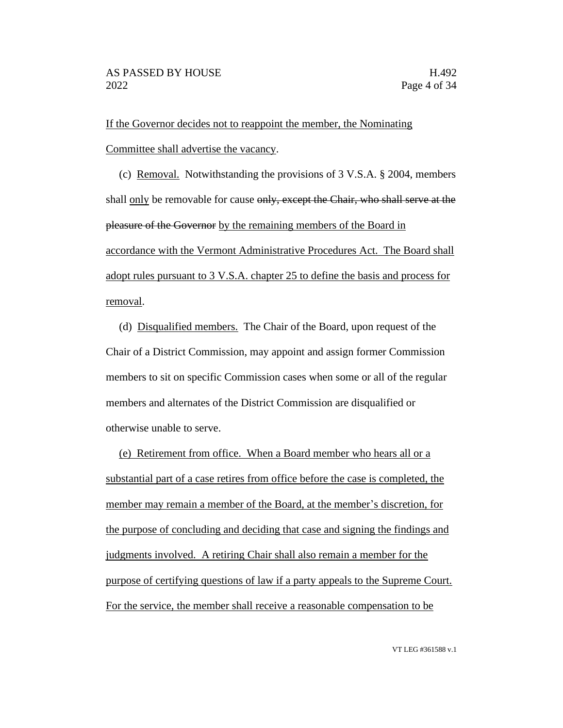If the Governor decides not to reappoint the member, the Nominating Committee shall advertise the vacancy.

(c) Removal. Notwithstanding the provisions of 3 V.S.A. § 2004, members shall only be removable for cause ~~only, except the Chair, who shall serve at the pleasure of the Governor~~ by the remaining members of the Board in accordance with the Vermont Administrative Procedures Act. The Board shall adopt rules pursuant to 3 V.S.A. chapter 25 to define the basis and process for removal.

(d) Disqualified members. The Chair of the Board, upon request of the Chair of a District Commission, may appoint and assign former Commission members to sit on specific Commission cases when some or all of the regular members and alternates of the District Commission are disqualified or otherwise unable to serve.

(e) Retirement from office. When a Board member who hears all or a substantial part of a case retires from office before the case is completed, the member may remain a member of the Board, at the member's discretion, for the purpose of concluding and deciding that case and signing the findings and judgments involved. A retiring Chair shall also remain a member for the purpose of certifying questions of law if a party appeals to the Supreme Court. For the service, the member shall receive a reasonable compensation to be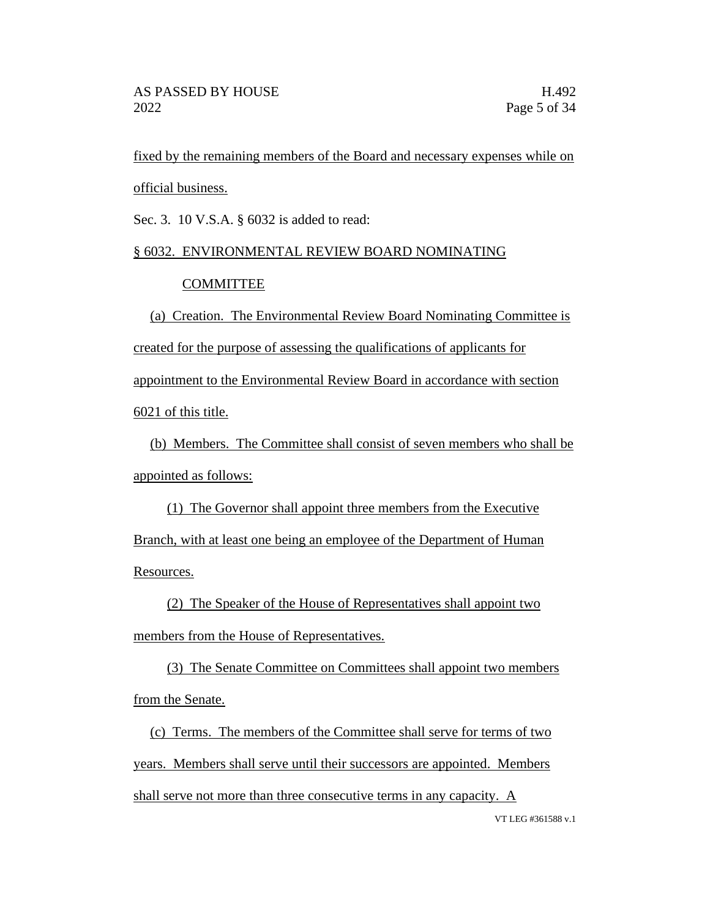fixed by the remaining members of the Board and necessary expenses while on official business.

Sec. 3. 10 V.S.A. § 6032 is added to read:

§ 6032. ENVIRONMENTAL REVIEW BOARD NOMINATING COMMITTEE

(a) Creation. The Environmental Review Board Nominating Committee is created for the purpose of assessing the qualifications of applicants for appointment to the Environmental Review Board in accordance with section 6021 of this title.

(b) Members. The Committee shall consist of seven members who shall be appointed as follows:

(1) The Governor shall appoint three members from the Executive Branch, with at least one being an employee of the Department of Human Resources.

(2) The Speaker of the House of Representatives shall appoint two members from the House of Representatives.

(3) The Senate Committee on Committees shall appoint two members from the Senate.

(c) Terms. The members of the Committee shall serve for terms of two years. Members shall serve until their successors are appointed. Members shall serve not more than three consecutive terms in any capacity. A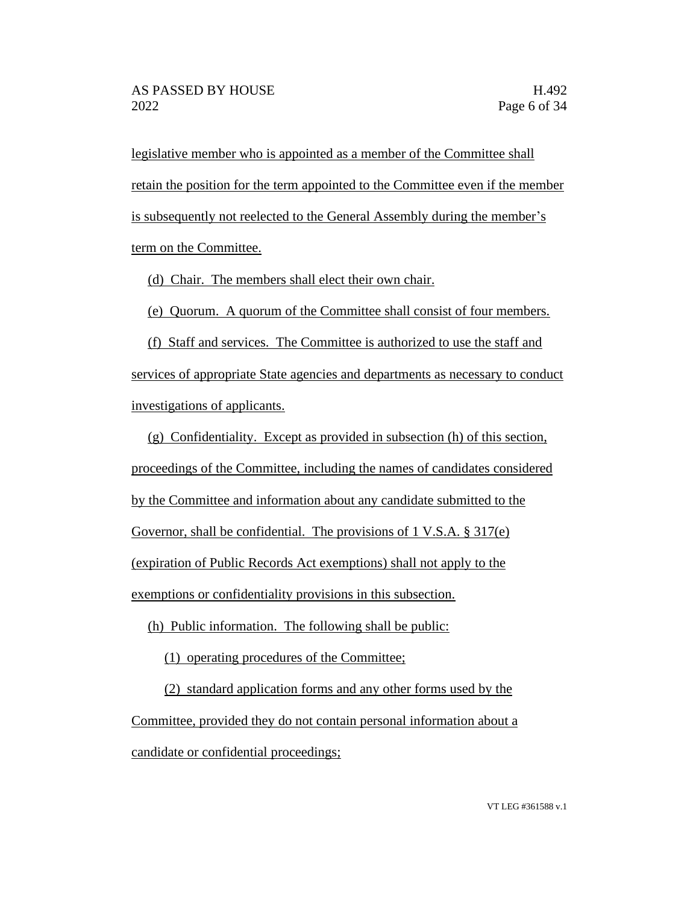legislative member who is appointed as a member of the Committee shall retain the position for the term appointed to the Committee even if the member is subsequently not reelected to the General Assembly during the member's term on the Committee.

(d) Chair. The members shall elect their own chair.

(e) Quorum. A quorum of the Committee shall consist of four members.

(f) Staff and services. The Committee is authorized to use the staff and services of appropriate State agencies and departments as necessary to conduct investigations of applicants.

(g) Confidentiality. Except as provided in subsection (h) of this section, proceedings of the Committee, including the names of candidates considered by the Committee and information about any candidate submitted to the Governor, shall be confidential. The provisions of 1 V.S.A. § 317(e) (expiration of Public Records Act exemptions) shall not apply to the exemptions or confidentiality provisions in this subsection.

(h) Public information. The following shall be public:

(1) operating procedures of the Committee;

(2) standard application forms and any other forms used by the Committee, provided they do not contain personal information about a candidate or confidential proceedings;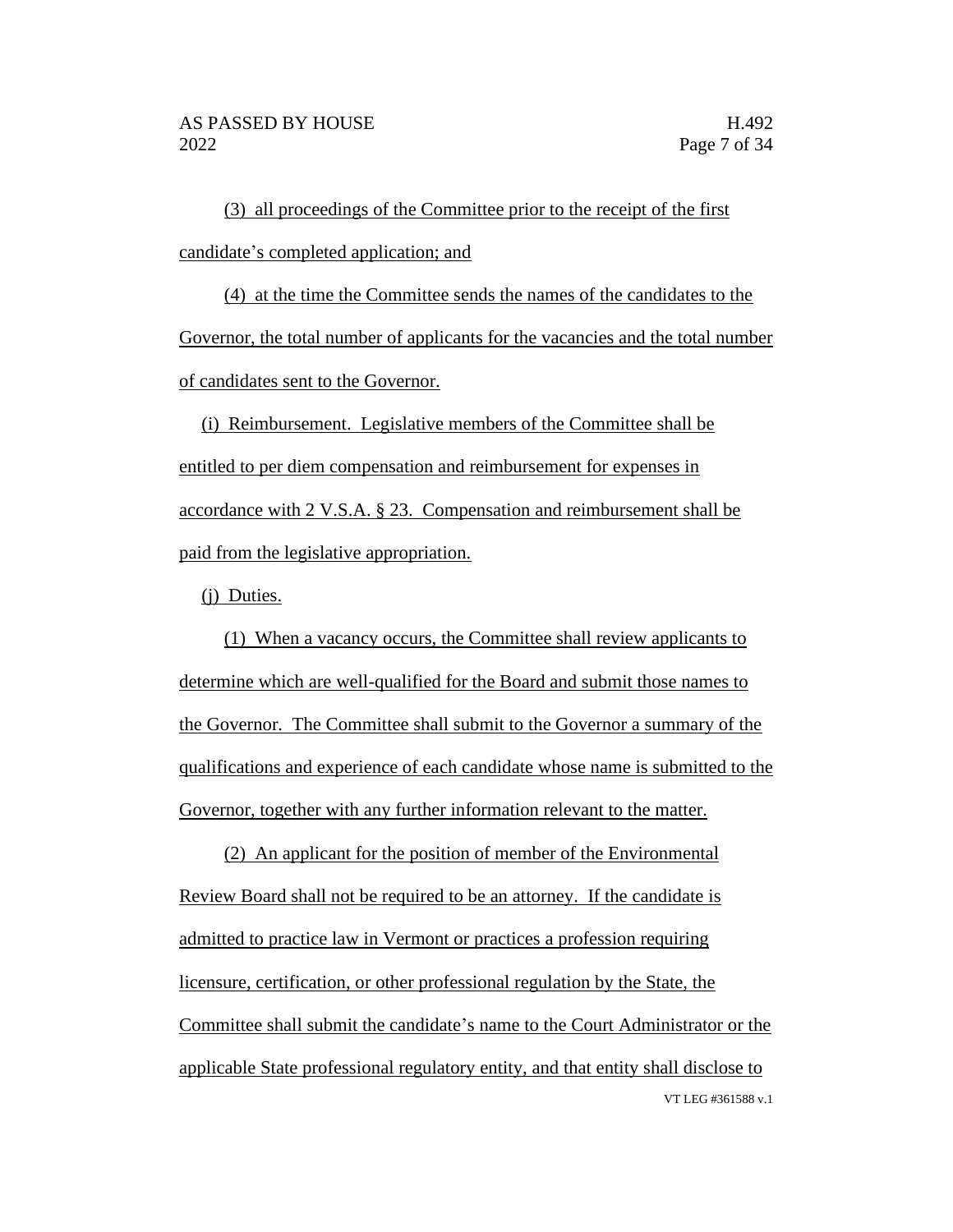(3) all proceedings of the Committee prior to the receipt of the first candidate's completed application; and

(4) at the time the Committee sends the names of the candidates to the Governor, the total number of applicants for the vacancies and the total number of candidates sent to the Governor.

(i) Reimbursement. Legislative members of the Committee shall be entitled to per diem compensation and reimbursement for expenses in accordance with 2 V.S.A. § 23. Compensation and reimbursement shall be paid from the legislative appropriation.

(j) Duties.

(1) When a vacancy occurs, the Committee shall review applicants to determine which are well-qualified for the Board and submit those names to the Governor. The Committee shall submit to the Governor a summary of the qualifications and experience of each candidate whose name is submitted to the Governor, together with any further information relevant to the matter.

(2) An applicant for the position of member of the Environmental Review Board shall not be required to be an attorney. If the candidate is admitted to practice law in Vermont or practices a profession requiring licensure, certification, or other professional regulation by the State, the Committee shall submit the candidate's name to the Court Administrator or the applicable State professional regulatory entity, and that entity shall disclose to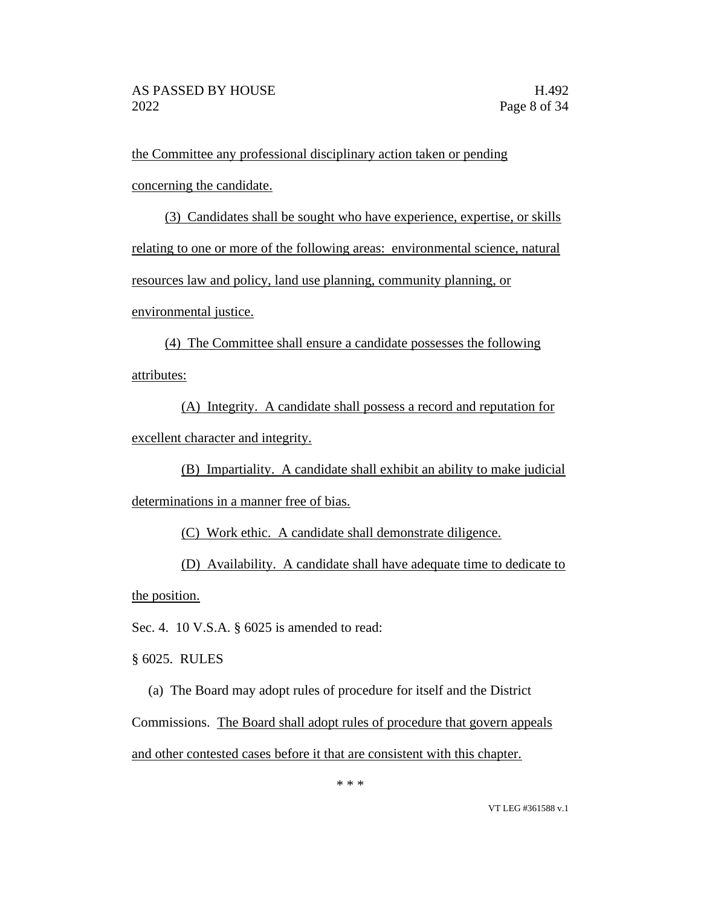the Committee any professional disciplinary action taken or pending concerning the candidate.

(3) Candidates shall be sought who have experience, expertise, or skills relating to one or more of the following areas: environmental science, natural resources law and policy, land use planning, community planning, or environmental justice.

(4) The Committee shall ensure a candidate possesses the following attributes:

(A) Integrity. A candidate shall possess a record and reputation for excellent character and integrity.

(B) Impartiality. A candidate shall exhibit an ability to make judicial determinations in a manner free of bias.

(C) Work ethic. A candidate shall demonstrate diligence.

(D) Availability. A candidate shall have adequate time to dedicate to the position.

Sec. 4. 10 V.S.A. § 6025 is amended to read:

§ 6025. RULES

(a) The Board may adopt rules of procedure for itself and the District Commissions. The Board shall adopt rules of procedure that govern appeals and other contested cases before it that are consistent with this chapter.

* * *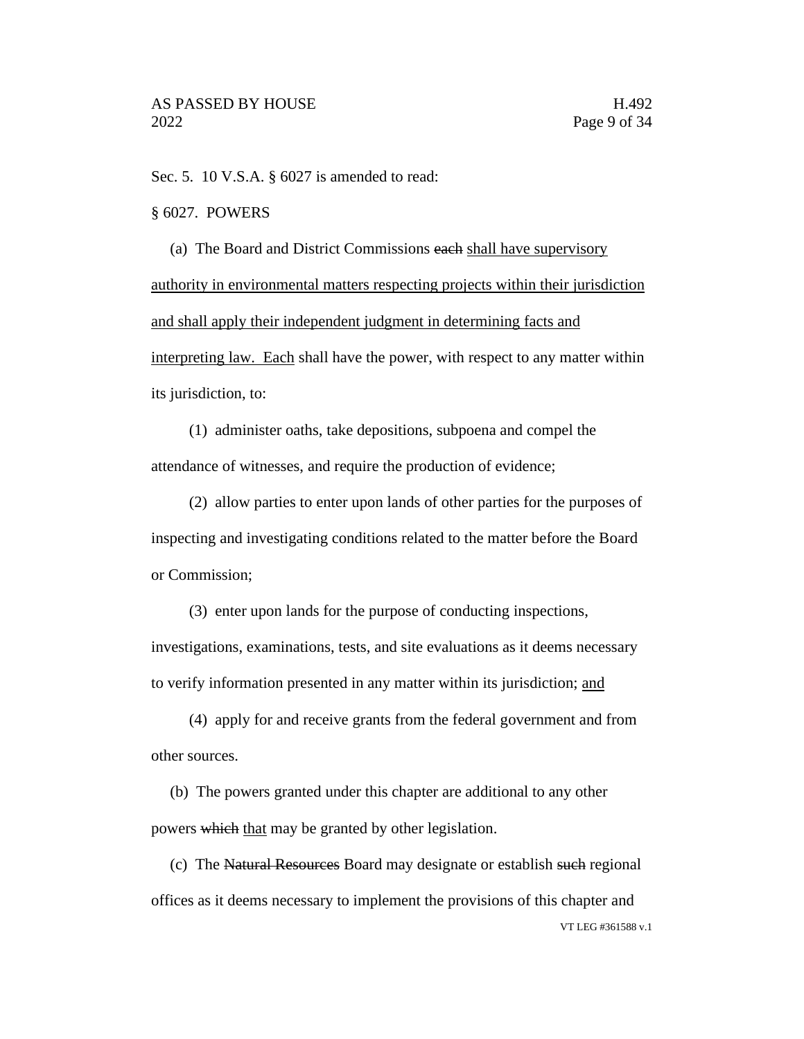Sec. 5. 10 V.S.A. § 6027 is amended to read:

§ 6027. POWERS

(a) The Board and District Commissions ~~each~~ <u>shall have supervisory authority in environmental matters respecting projects within their jurisdiction and shall apply their independent judgment in determining facts and interpreting law. Each</u> shall have the power, with respect to any matter within its jurisdiction, to:

(1) administer oaths, take depositions, subpoena and compel the attendance of witnesses, and require the production of evidence;

(2) allow parties to enter upon lands of other parties for the purposes of inspecting and investigating conditions related to the matter before the Board or Commission;

(3) enter upon lands for the purpose of conducting inspections, investigations, examinations, tests, and site evaluations as it deems necessary to verify information presented in any matter within its jurisdiction; <u>and</u>

(4) apply for and receive grants from the federal government and from other sources.

(b) The powers granted under this chapter are additional to any other powers ~~which~~ <u>that</u> may be granted by other legislation.

(c) The ~~Natural Resources~~ Board may designate or establish ~~such~~ regional offices as it deems necessary to implement the provisions of this chapter and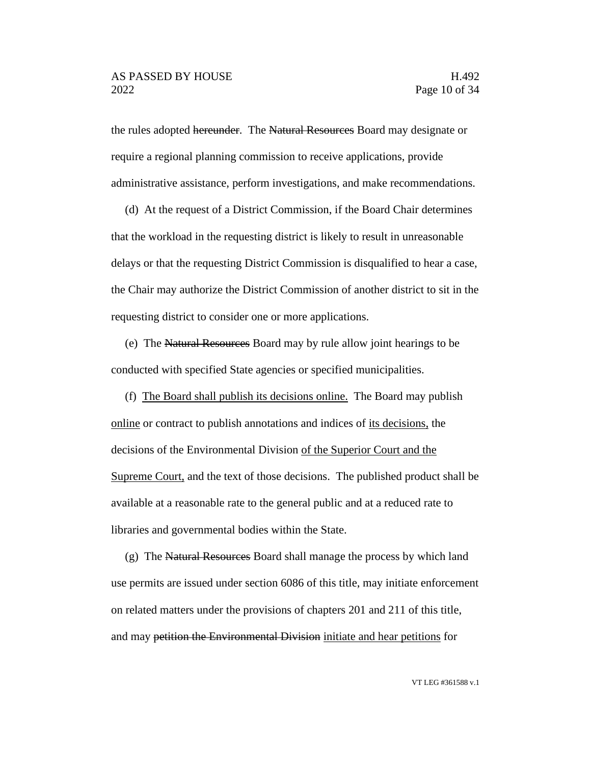the rules adopted ~~hereunder~~. The ~~Natural Resources~~ Board may designate or require a regional planning commission to receive applications, provide administrative assistance, perform investigations, and make recommendations.

(d) At the request of a District Commission, if the Board Chair determines that the workload in the requesting district is likely to result in unreasonable delays or that the requesting District Commission is disqualified to hear a case, the Chair may authorize the District Commission of another district to sit in the requesting district to consider one or more applications.

(e) The ~~Natural Resources~~ Board may by rule allow joint hearings to be conducted with specified State agencies or specified municipalities.

(f) <u>The Board shall publish its decisions online.</u> The Board may publish <u>online</u> or contract to publish annotations and indices of <u>its decisions,</u> the decisions of the Environmental Division <u>of the Superior Court and the Supreme Court,</u> and the text of those decisions. The published product shall be available at a reasonable rate to the general public and at a reduced rate to libraries and governmental bodies within the State.

(g) The ~~Natural Resources~~ Board shall manage the process by which land use permits are issued under section 6086 of this title, may initiate enforcement on related matters under the provisions of chapters 201 and 211 of this title, and may ~~petition the Environmental Division~~ <u>initiate and hear petitions</u> for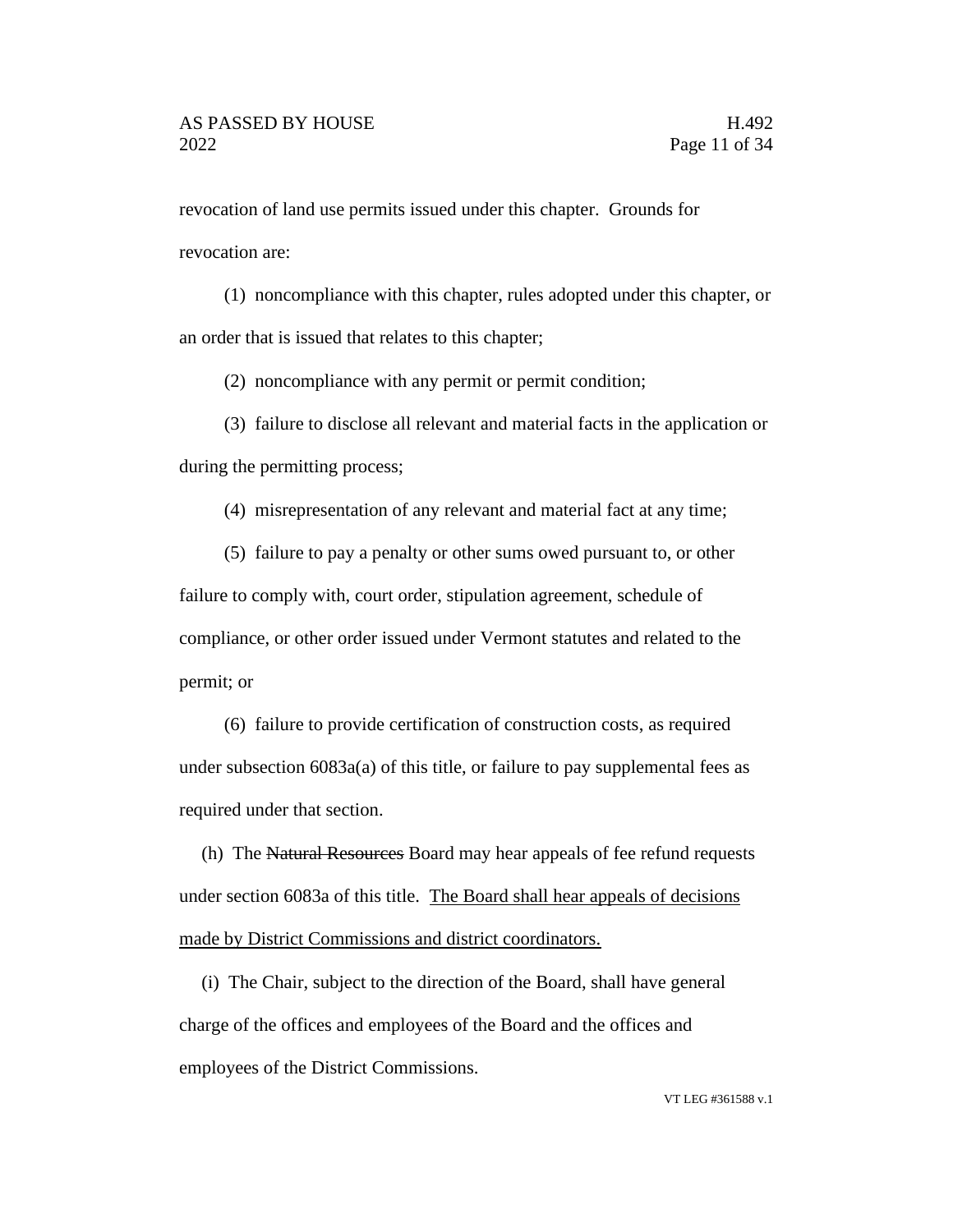revocation of land use permits issued under this chapter. Grounds for revocation are:

(1) noncompliance with this chapter, rules adopted under this chapter, or an order that is issued that relates to this chapter;

(2) noncompliance with any permit or permit condition;

(3) failure to disclose all relevant and material facts in the application or during the permitting process;

(4) misrepresentation of any relevant and material fact at any time;

(5) failure to pay a penalty or other sums owed pursuant to, or other failure to comply with, court order, stipulation agreement, schedule of compliance, or other order issued under Vermont statutes and related to the permit; or

(6) failure to provide certification of construction costs, as required under subsection 6083a(a) of this title, or failure to pay supplemental fees as required under that section.

(h) The ~~Natural Resources~~ Board may hear appeals of fee refund requests under section 6083a of this title. <u>The Board shall hear appeals of decisions made by District Commissions and district coordinators.</u>

(i) The Chair, subject to the direction of the Board, shall have general charge of the offices and employees of the Board and the offices and employees of the District Commissions.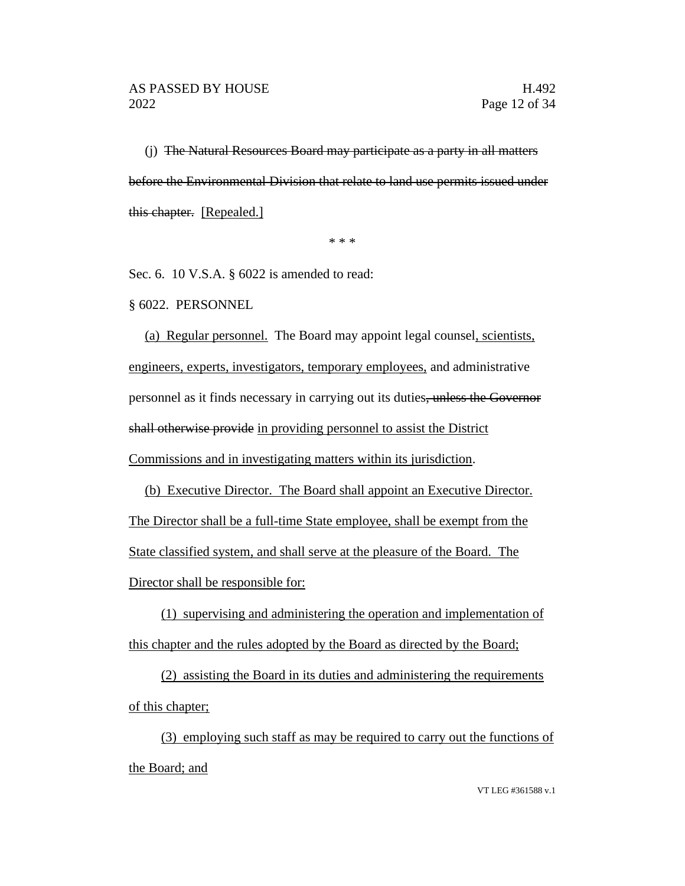(j) ~~The Natural Resources Board may participate as a party in all matters before the Environmental Division that relate to land use permits issued under this chapter.~~ [Repealed.]

\* \* \*

Sec. 6. 10 V.S.A. § 6022 is amended to read:

§ 6022. PERSONNEL

(a) Regular personnel. The Board may appoint legal counsel, scientists, engineers, experts, investigators, temporary employees, and administrative personnel as it finds necessary in carrying out its duties~~, unless the Governor shall otherwise provide~~ in providing personnel to assist the District Commissions and in investigating matters within its jurisdiction.

(b) Executive Director. The Board shall appoint an Executive Director. The Director shall be a full-time State employee, shall be exempt from the State classified system, and shall serve at the pleasure of the Board. The Director shall be responsible for:

(1) supervising and administering the operation and implementation of this chapter and the rules adopted by the Board as directed by the Board;

(2) assisting the Board in its duties and administering the requirements of this chapter;

(3) employing such staff as may be required to carry out the functions of the Board; and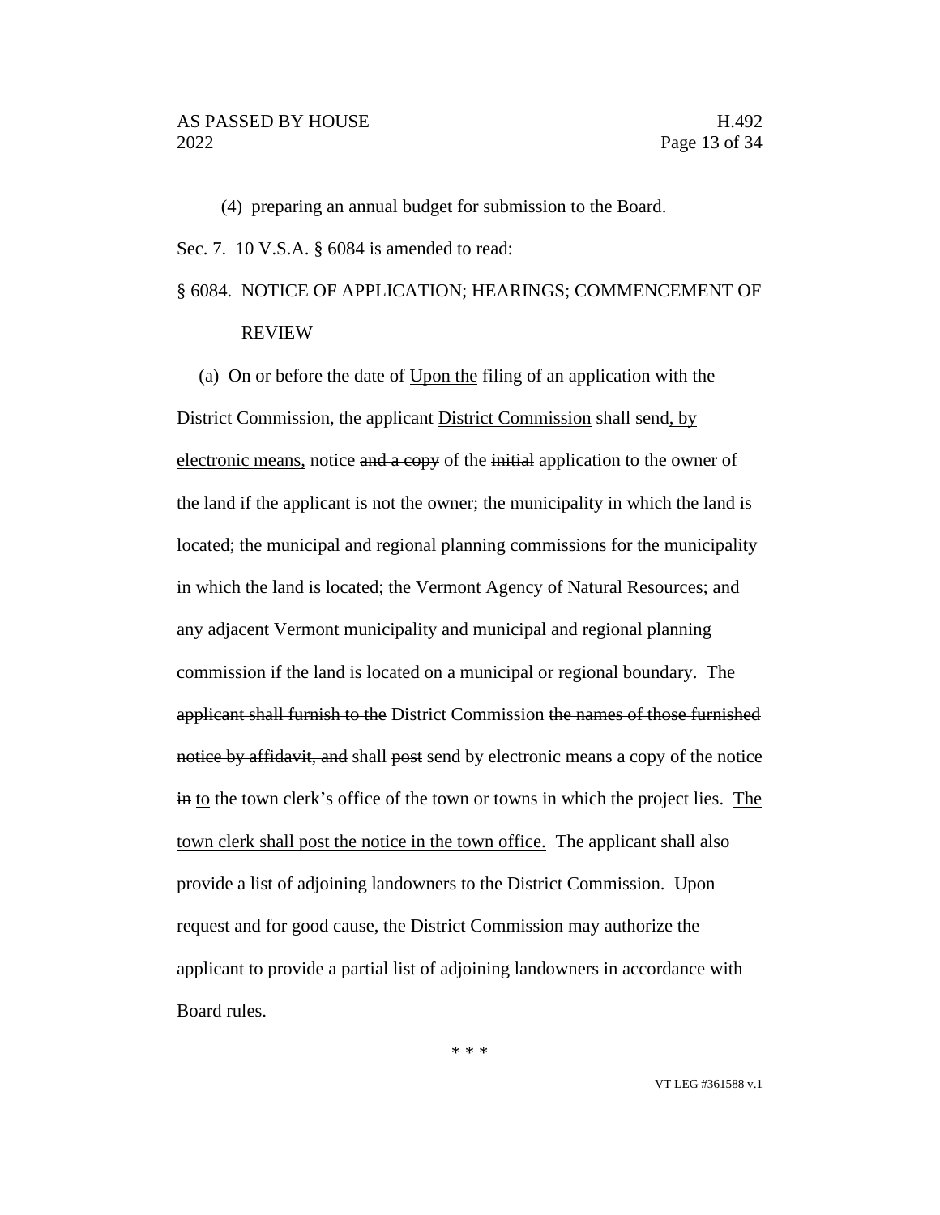<u>(4) preparing an annual budget for submission to the Board.</u>

Sec. 7. 10 V.S.A. § 6084 is amended to read:

§ 6084. NOTICE OF APPLICATION; HEARINGS; COMMENCEMENT OF REVIEW

(a) ~~On or before the date of~~ <u>Upon the</u> filing of an application with the District Commission, the ~~applicant~~ <u>District Commission</u> shall send<u>, by electronic means,</u> notice ~~and a copy~~ of the ~~initial~~ application to the owner of the land if the applicant is not the owner; the municipality in which the land is located; the municipal and regional planning commissions for the municipality in which the land is located; the Vermont Agency of Natural Resources; and any adjacent Vermont municipality and municipal and regional planning commission if the land is located on a municipal or regional boundary. The ~~applicant shall furnish to the~~ District Commission ~~the names of those furnished notice by affidavit, and~~ shall ~~post~~ <u>send by electronic means</u> a copy of the notice ~~in~~ <u>to</u> the town clerk's office of the town or towns in which the project lies. <u>The town clerk shall post the notice in the town office.</u> The applicant shall also provide a list of adjoining landowners to the District Commission. Upon request and for good cause, the District Commission may authorize the applicant to provide a partial list of adjoining landowners in accordance with Board rules.

\* \* \*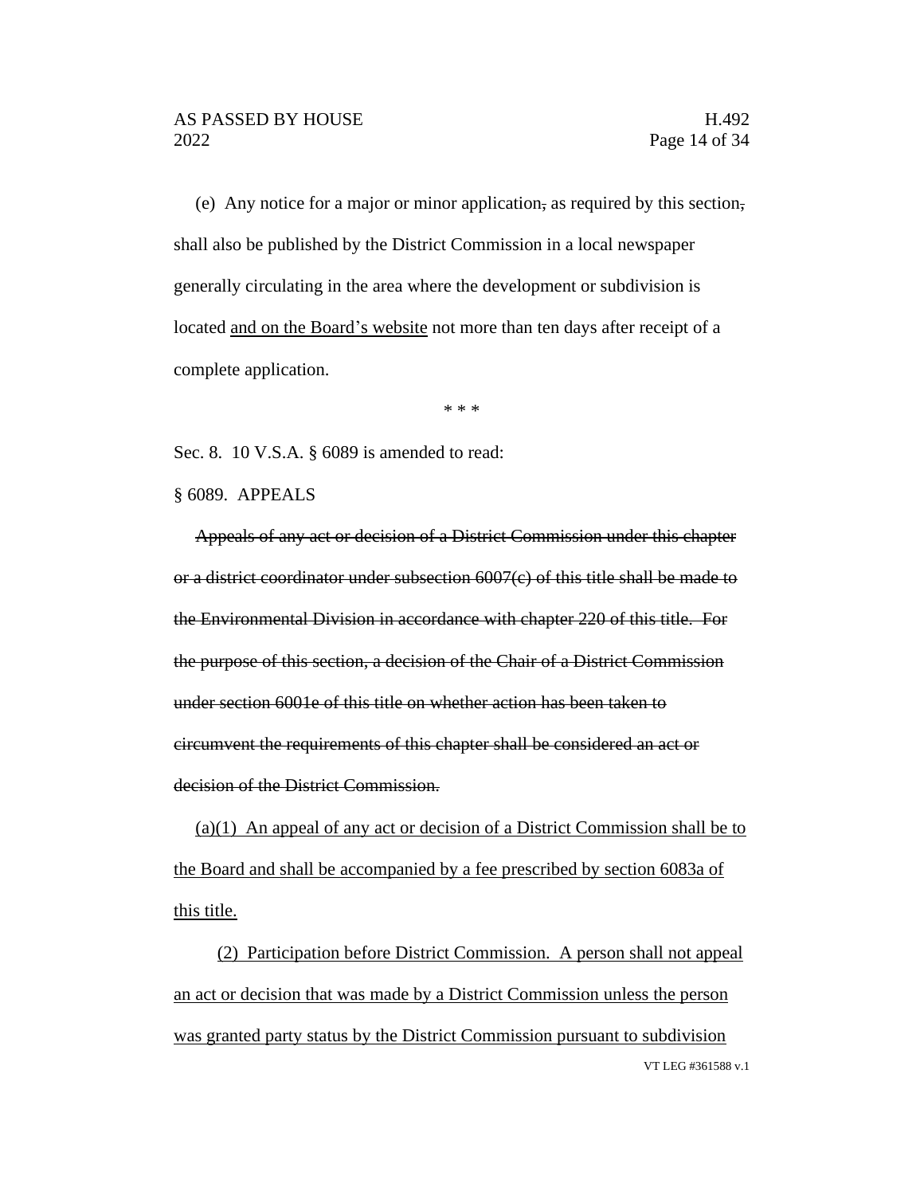(e) Any notice for a major or minor application~~,~~ as required by this section~~,~~ shall also be published by the District Commission in a local newspaper generally circulating in the area where the development or subdivision is located <u>and on the Board's website</u> not more than ten days after receipt of a complete application.

\* \* \*

Sec. 8. 10 V.S.A. § 6089 is amended to read:

§ 6089. APPEALS

~~Appeals of any act or decision of a District Commission under this chapter or a district coordinator under subsection 6007(c) of this title shall be made to the Environmental Division in accordance with chapter 220 of this title. For the purpose of this section, a decision of the Chair of a District Commission under section 6001e of this title on whether action has been taken to circumvent the requirements of this chapter shall be considered an act or decision of the District Commission.~~

<u>(a)(1) An appeal of any act or decision of a District Commission shall be to the Board and shall be accompanied by a fee prescribed by section 6083a of this title.</u>

<u>(2) Participation before District Commission. A person shall not appeal an act or decision that was made by a District Commission unless the person was granted party status by the District Commission pursuant to subdivision</u>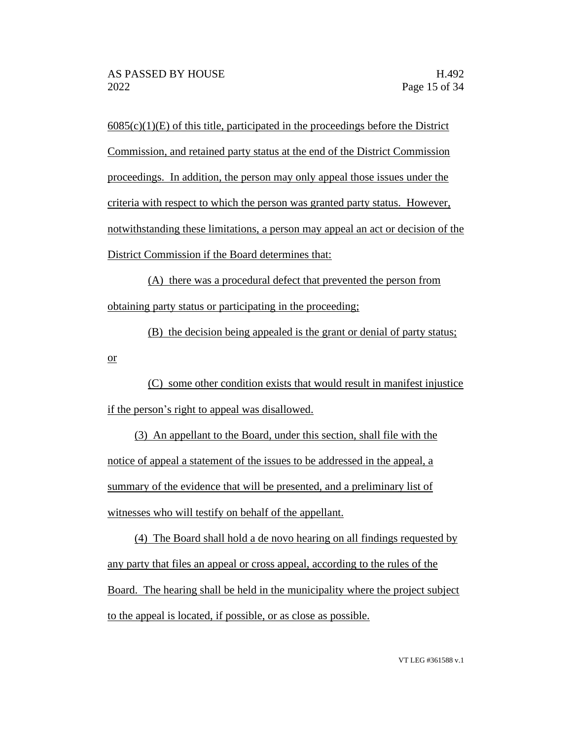6085(c)(1)(E) of this title, participated in the proceedings before the District Commission, and retained party status at the end of the District Commission proceedings. In addition, the person may only appeal those issues under the criteria with respect to which the person was granted party status. However, notwithstanding these limitations, a person may appeal an act or decision of the District Commission if the Board determines that:

(A) there was a procedural defect that prevented the person from obtaining party status or participating in the proceeding;

(B) the decision being appealed is the grant or denial of party status; or

(C) some other condition exists that would result in manifest injustice if the person's right to appeal was disallowed.

(3) An appellant to the Board, under this section, shall file with the notice of appeal a statement of the issues to be addressed in the appeal, a summary of the evidence that will be presented, and a preliminary list of witnesses who will testify on behalf of the appellant.

(4) The Board shall hold a de novo hearing on all findings requested by any party that files an appeal or cross appeal, according to the rules of the Board. The hearing shall be held in the municipality where the project subject to the appeal is located, if possible, or as close as possible.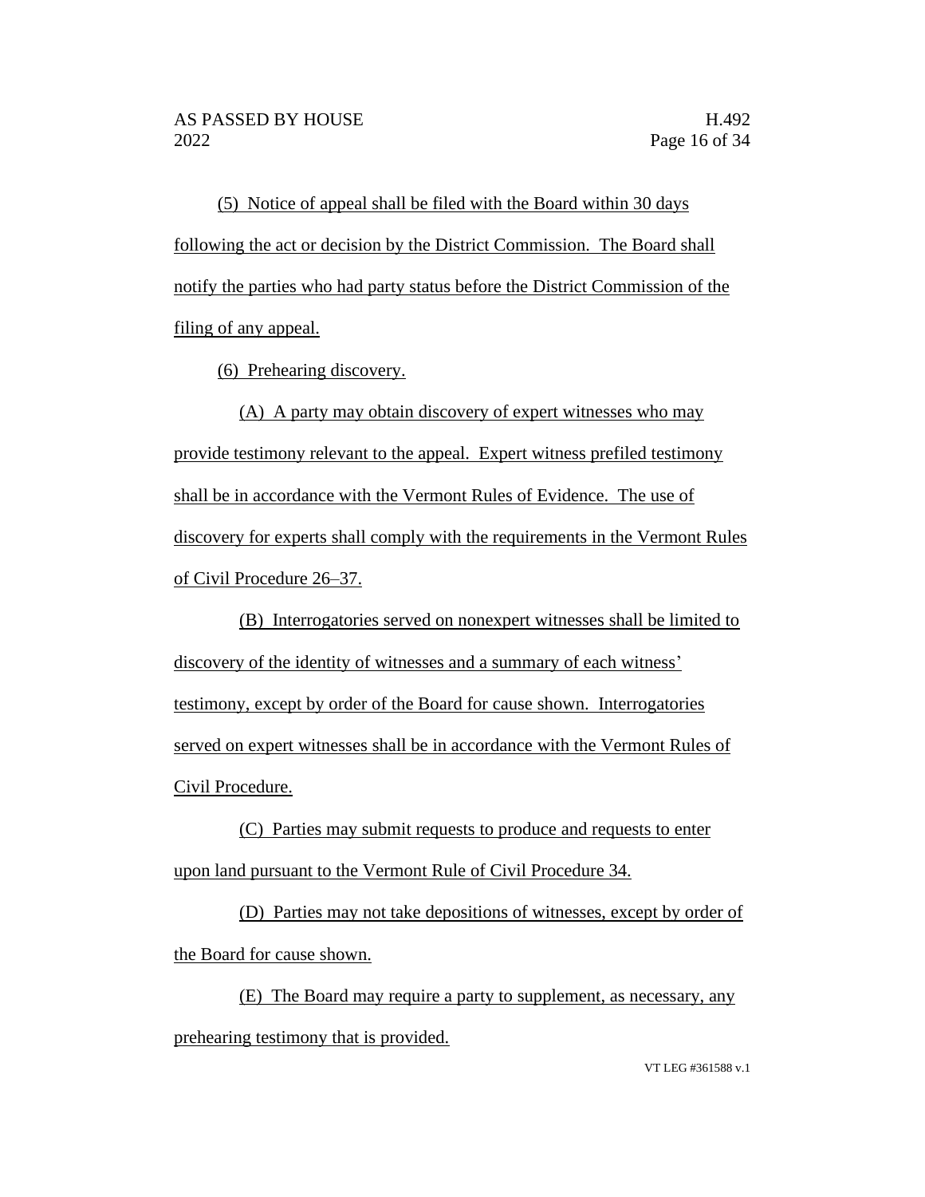(5) Notice of appeal shall be filed with the Board within 30 days following the act or decision by the District Commission. The Board shall notify the parties who had party status before the District Commission of the filing of any appeal.

(6) Prehearing discovery.

(A) A party may obtain discovery of expert witnesses who may provide testimony relevant to the appeal. Expert witness prefiled testimony shall be in accordance with the Vermont Rules of Evidence. The use of discovery for experts shall comply with the requirements in the Vermont Rules of Civil Procedure 26–37.

(B) Interrogatories served on nonexpert witnesses shall be limited to discovery of the identity of witnesses and a summary of each witness' testimony, except by order of the Board for cause shown. Interrogatories served on expert witnesses shall be in accordance with the Vermont Rules of Civil Procedure.

(C) Parties may submit requests to produce and requests to enter upon land pursuant to the Vermont Rule of Civil Procedure 34.

(D) Parties may not take depositions of witnesses, except by order of the Board for cause shown.

(E) The Board may require a party to supplement, as necessary, any prehearing testimony that is provided.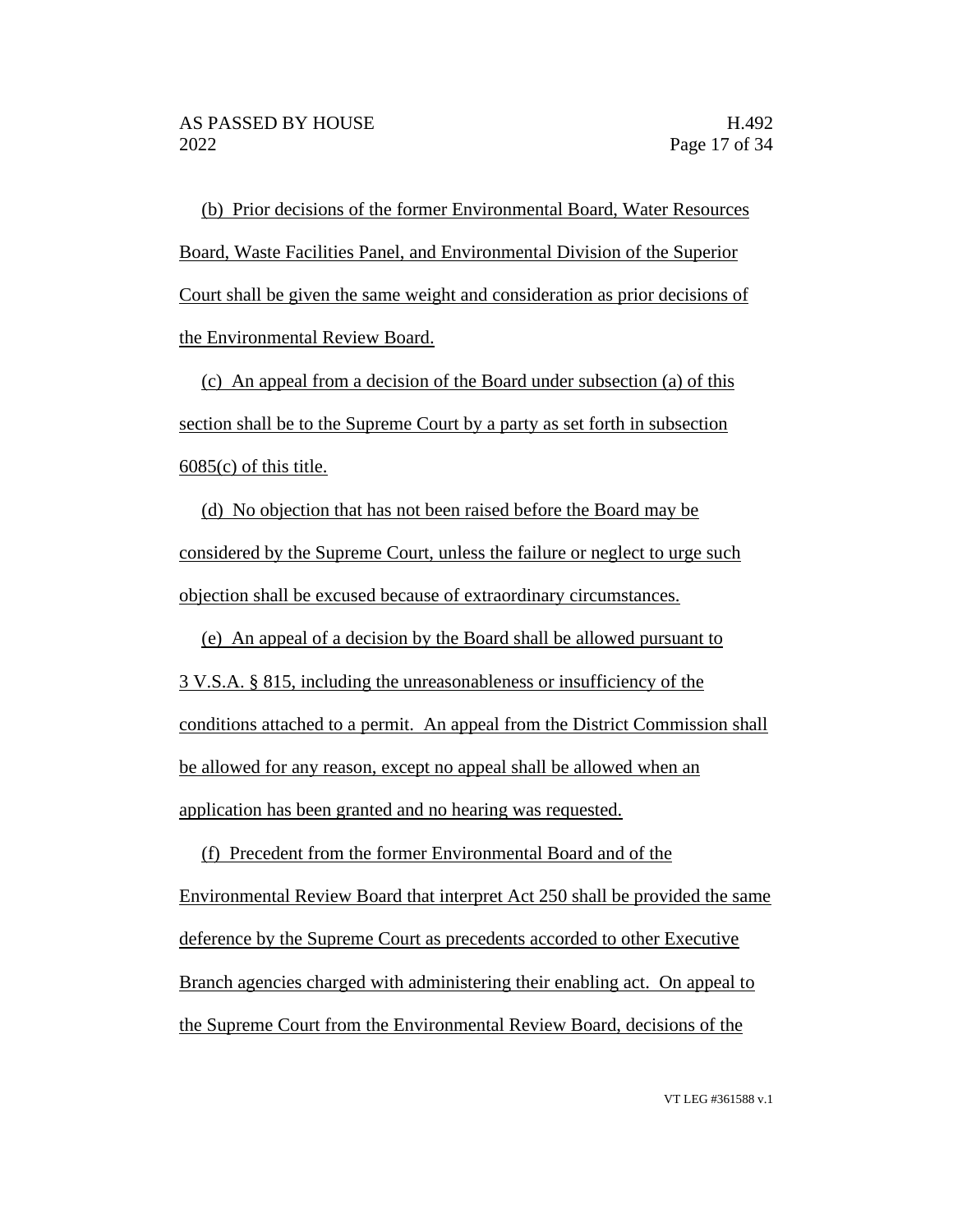(b) Prior decisions of the former Environmental Board, Water Resources Board, Waste Facilities Panel, and Environmental Division of the Superior Court shall be given the same weight and consideration as prior decisions of the Environmental Review Board.

(c) An appeal from a decision of the Board under subsection (a) of this section shall be to the Supreme Court by a party as set forth in subsection 6085(c) of this title.

(d) No objection that has not been raised before the Board may be considered by the Supreme Court, unless the failure or neglect to urge such objection shall be excused because of extraordinary circumstances.

(e) An appeal of a decision by the Board shall be allowed pursuant to 3 V.S.A. § 815, including the unreasonableness or insufficiency of the conditions attached to a permit. An appeal from the District Commission shall be allowed for any reason, except no appeal shall be allowed when an application has been granted and no hearing was requested.

(f) Precedent from the former Environmental Board and of the Environmental Review Board that interpret Act 250 shall be provided the same deference by the Supreme Court as precedents accorded to other Executive Branch agencies charged with administering their enabling act. On appeal to the Supreme Court from the Environmental Review Board, decisions of the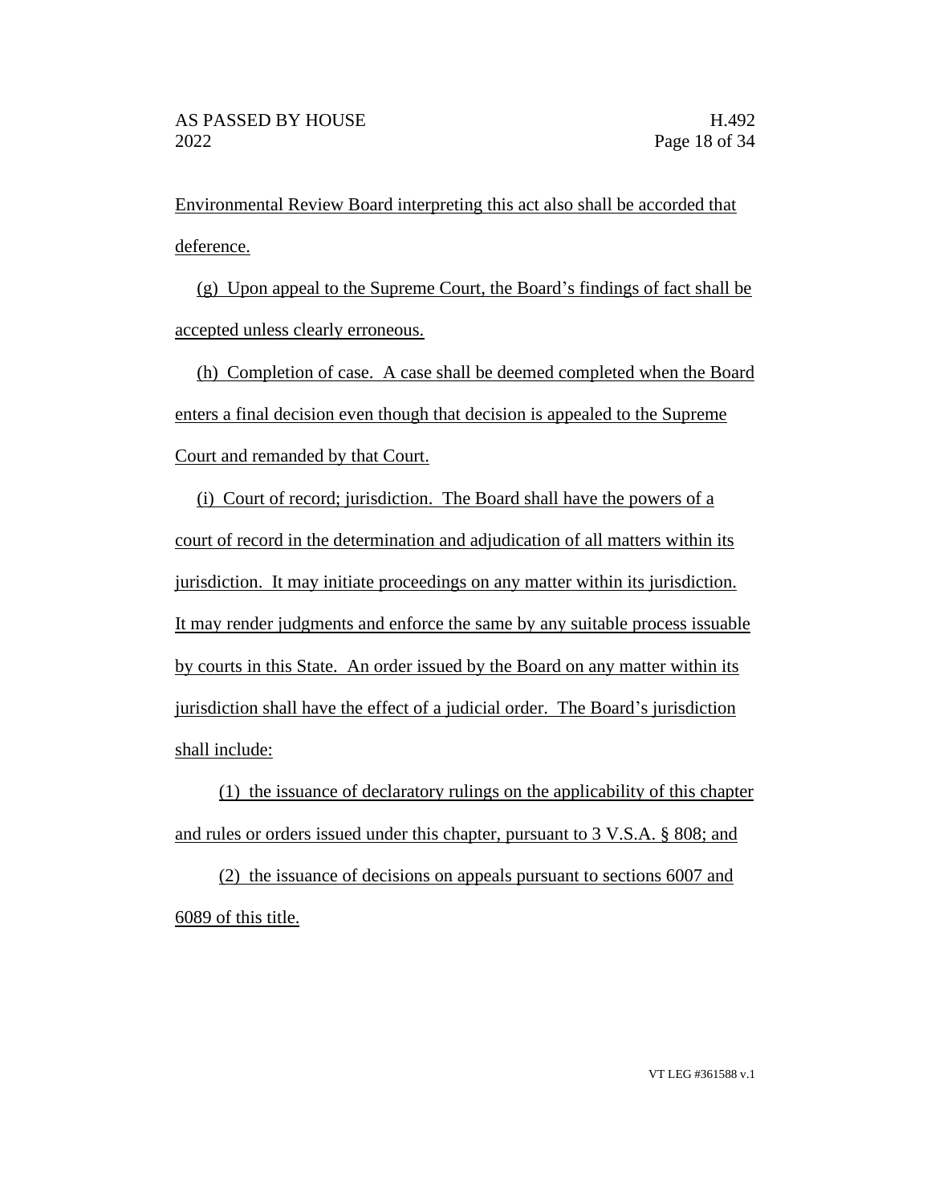Environmental Review Board interpreting this act also shall be accorded that deference.

(g) Upon appeal to the Supreme Court, the Board's findings of fact shall be accepted unless clearly erroneous.

(h) Completion of case. A case shall be deemed completed when the Board enters a final decision even though that decision is appealed to the Supreme Court and remanded by that Court.

(i) Court of record; jurisdiction. The Board shall have the powers of a court of record in the determination and adjudication of all matters within its jurisdiction. It may initiate proceedings on any matter within its jurisdiction. It may render judgments and enforce the same by any suitable process issuable by courts in this State. An order issued by the Board on any matter within its jurisdiction shall have the effect of a judicial order. The Board's jurisdiction shall include:

(1) the issuance of declaratory rulings on the applicability of this chapter and rules or orders issued under this chapter, pursuant to 3 V.S.A. § 808; and

(2) the issuance of decisions on appeals pursuant to sections 6007 and 6089 of this title.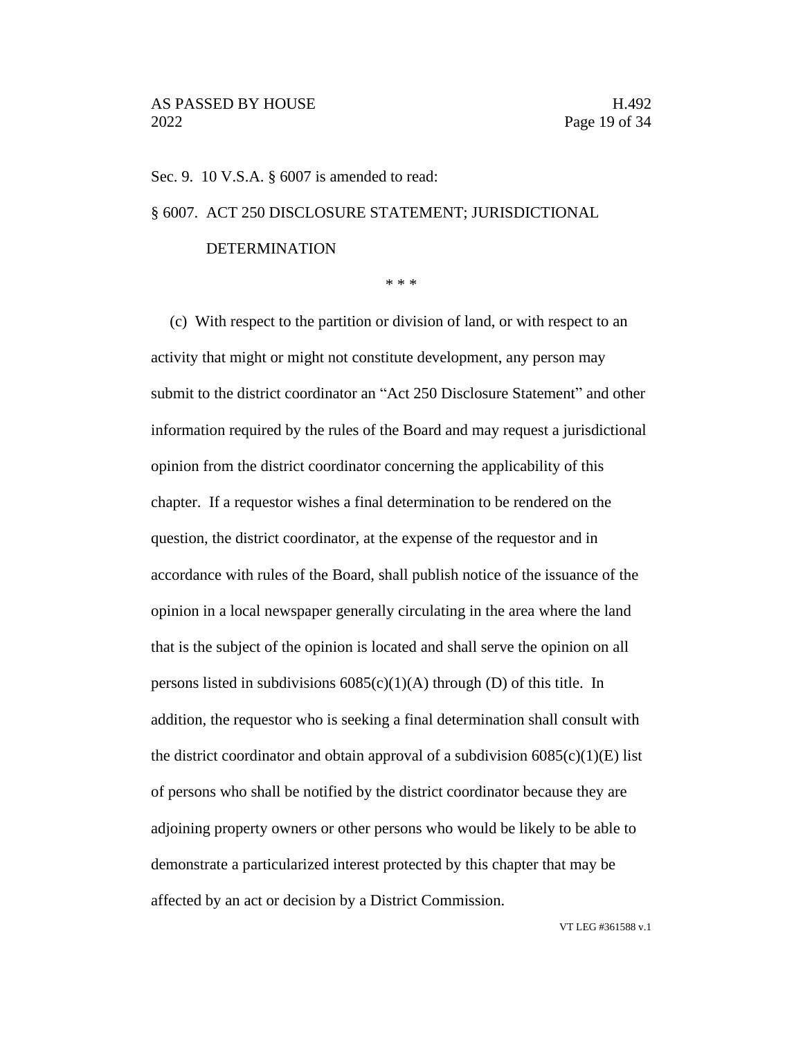Sec. 9. 10 V.S.A. § 6007 is amended to read:

§ 6007. ACT 250 DISCLOSURE STATEMENT; JURISDICTIONAL DETERMINATION

\* \* \*

(c) With respect to the partition or division of land, or with respect to an activity that might or might not constitute development, any person may submit to the district coordinator an "Act 250 Disclosure Statement" and other information required by the rules of the Board and may request a jurisdictional opinion from the district coordinator concerning the applicability of this chapter. If a requestor wishes a final determination to be rendered on the question, the district coordinator, at the expense of the requestor and in accordance with rules of the Board, shall publish notice of the issuance of the opinion in a local newspaper generally circulating in the area where the land that is the subject of the opinion is located and shall serve the opinion on all persons listed in subdivisions 6085(c)(1)(A) through (D) of this title. In addition, the requestor who is seeking a final determination shall consult with the district coordinator and obtain approval of a subdivision 6085(c)(1)(E) list of persons who shall be notified by the district coordinator because they are adjoining property owners or other persons who would be likely to be able to demonstrate a particularized interest protected by this chapter that may be affected by an act or decision by a District Commission.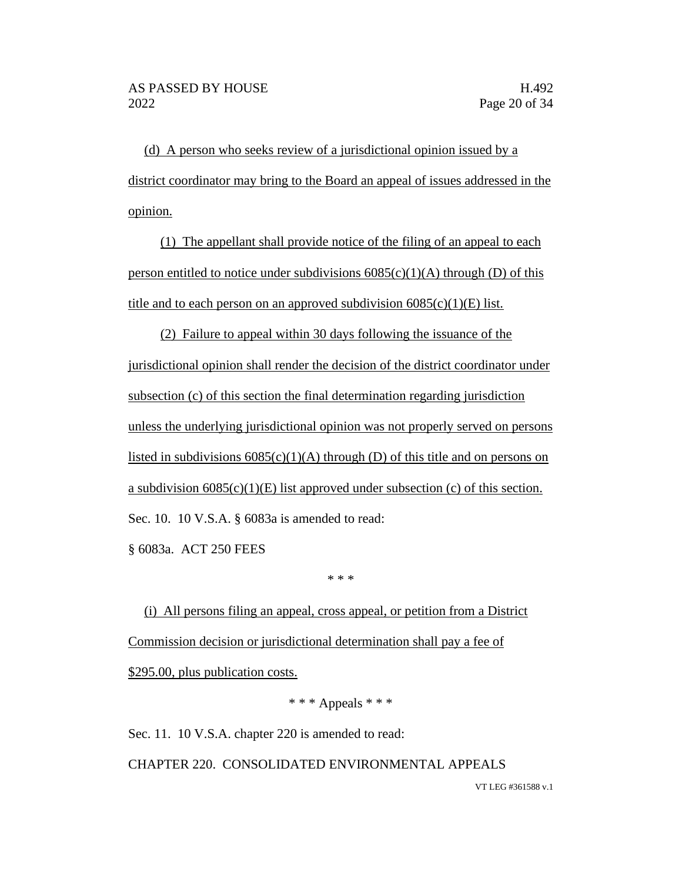(d) A person who seeks review of a jurisdictional opinion issued by a district coordinator may bring to the Board an appeal of issues addressed in the opinion.

(1) The appellant shall provide notice of the filing of an appeal to each person entitled to notice under subdivisions 6085(c)(1)(A) through (D) of this title and to each person on an approved subdivision 6085(c)(1)(E) list.

(2) Failure to appeal within 30 days following the issuance of the jurisdictional opinion shall render the decision of the district coordinator under subsection (c) of this section the final determination regarding jurisdiction unless the underlying jurisdictional opinion was not properly served on persons listed in subdivisions 6085(c)(1)(A) through (D) of this title and on persons on a subdivision 6085(c)(1)(E) list approved under subsection (c) of this section.

Sec. 10. 10 V.S.A. § 6083a is amended to read:

§ 6083a. ACT 250 FEES

\* \* \*

(i) All persons filing an appeal, cross appeal, or petition from a District Commission decision or jurisdictional determination shall pay a fee of $295.00, plus publication costs.

\* \* \* Appeals \* \* \*

Sec. 11. 10 V.S.A. chapter 220 is amended to read:

CHAPTER 220. CONSOLIDATED ENVIRONMENTAL APPEALS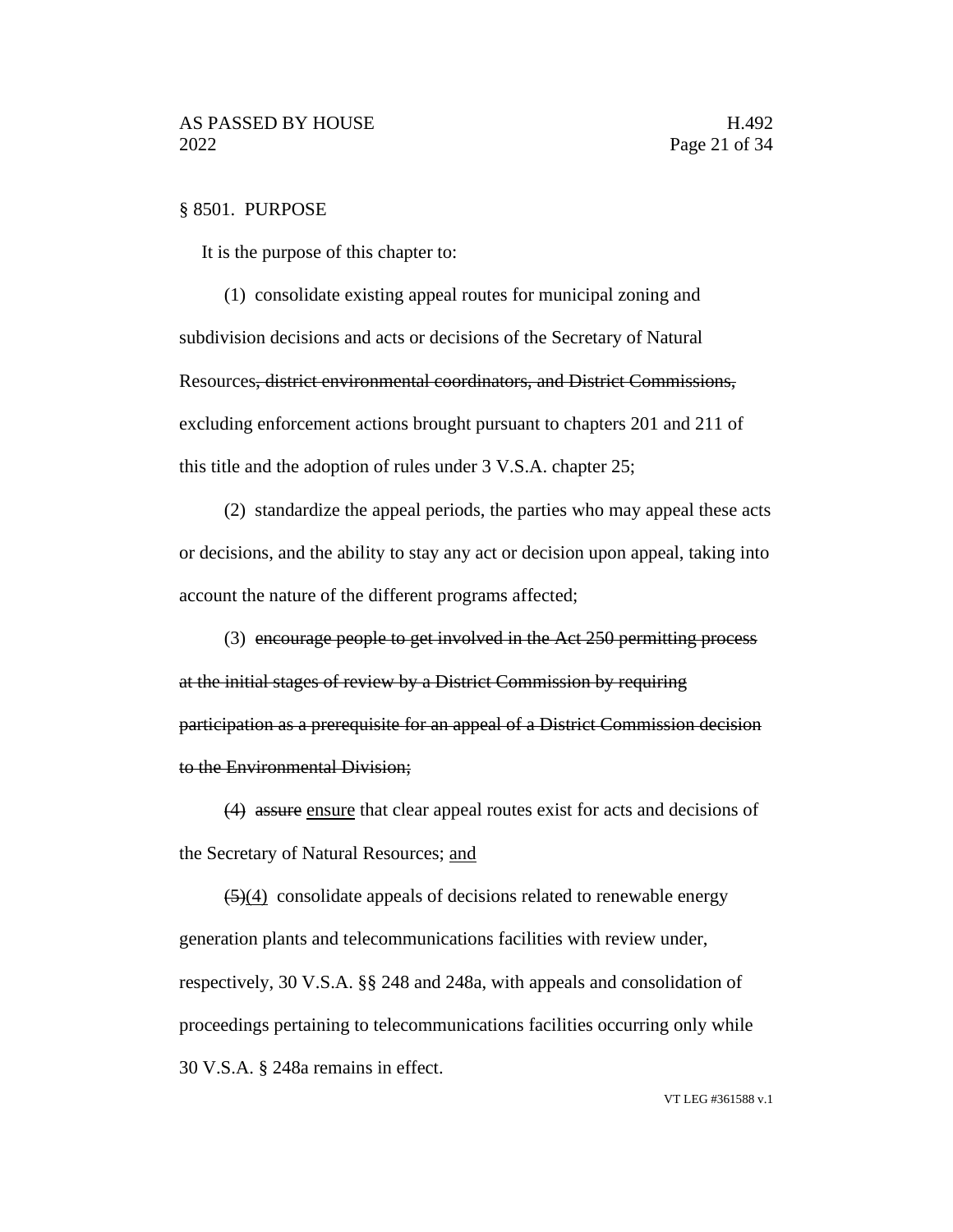§ 8501. PURPOSE

It is the purpose of this chapter to:

(1) consolidate existing appeal routes for municipal zoning and subdivision decisions and acts or decisions of the Secretary of Natural Resources~~, district environmental coordinators, and District Commissions,~~ excluding enforcement actions brought pursuant to chapters 201 and 211 of this title and the adoption of rules under 3 V.S.A. chapter 25;

(2) standardize the appeal periods, the parties who may appeal these acts or decisions, and the ability to stay any act or decision upon appeal, taking into account the nature of the different programs affected;

(3) ~~encourage people to get involved in the Act 250 permitting process at the initial stages of review by a District Commission by requiring participation as a prerequisite for an appeal of a District Commission decision to the Environmental Division;~~

~~(4)~~ ~~assure~~ <u>ensure</u> that clear appeal routes exist for acts and decisions of the Secretary of Natural Resources; <u>and</u>

~~(5)~~<u>(4)</u> consolidate appeals of decisions related to renewable energy generation plants and telecommunications facilities with review under, respectively, 30 V.S.A. §§ 248 and 248a, with appeals and consolidation of proceedings pertaining to telecommunications facilities occurring only while 30 V.S.A. § 248a remains in effect.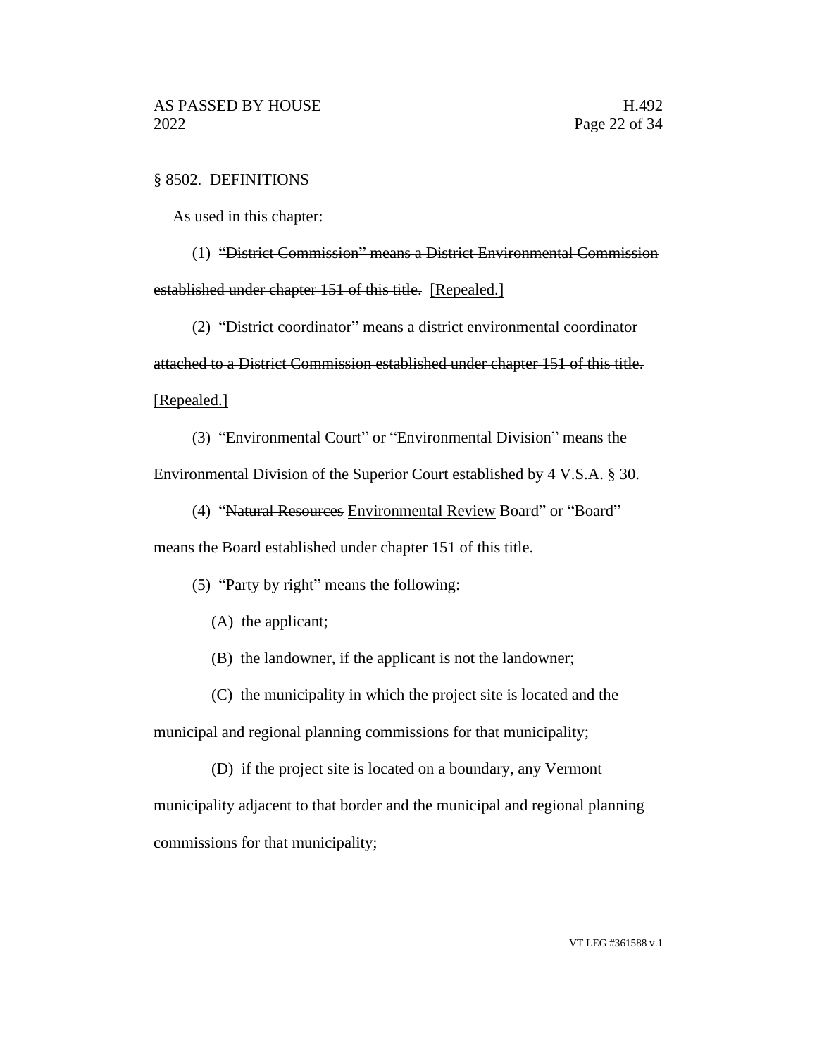§ 8502. DEFINITIONS

As used in this chapter:

(1) ~~"District Commission" means a District Environmental Commission established under chapter 151 of this title.~~ [Repealed.]

(2) ~~"District coordinator" means a district environmental coordinator attached to a District Commission established under chapter 151 of this title.~~ [Repealed.]

(3) "Environmental Court" or "Environmental Division" means the Environmental Division of the Superior Court established by 4 V.S.A. § 30.

(4) "~~Natural Resources~~ Environmental Review Board" or "Board" means the Board established under chapter 151 of this title.

(5) "Party by right" means the following:

(A) the applicant;

(B) the landowner, if the applicant is not the landowner;

(C) the municipality in which the project site is located and the municipal and regional planning commissions for that municipality;

(D) if the project site is located on a boundary, any Vermont municipality adjacent to that border and the municipal and regional planning commissions for that municipality;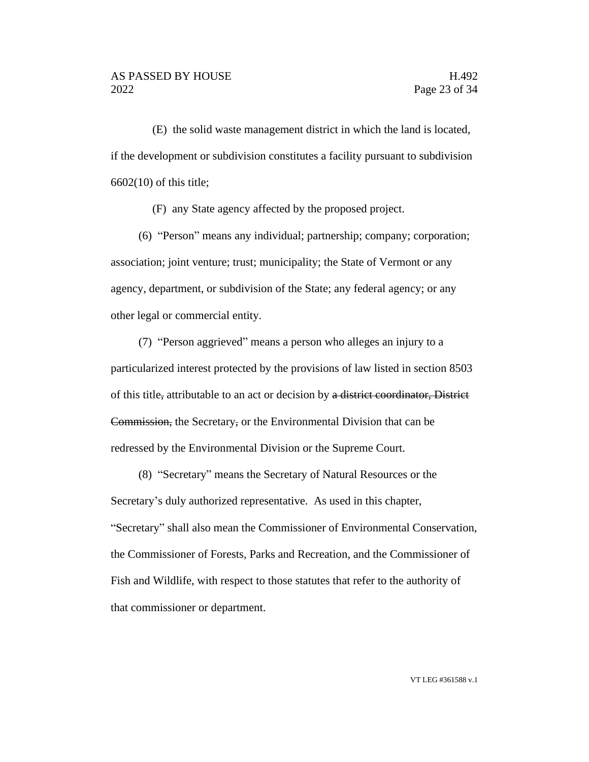(E) the solid waste management district in which the land is located, if the development or subdivision constitutes a facility pursuant to subdivision 6602(10) of this title;

(F) any State agency affected by the proposed project.

(6) "Person" means any individual; partnership; company; corporation; association; joint venture; trust; municipality; the State of Vermont or any agency, department, or subdivision of the State; any federal agency; or any other legal or commercial entity.

(7) "Person aggrieved" means a person who alleges an injury to a particularized interest protected by the provisions of law listed in section 8503 of this title~~,~~ attributable to an act or decision by ~~a district coordinator, District Commission,~~ the Secretary~~,~~ or the Environmental Division that can be redressed by the Environmental Division or the Supreme Court.

(8) "Secretary" means the Secretary of Natural Resources or the Secretary's duly authorized representative. As used in this chapter, "Secretary" shall also mean the Commissioner of Environmental Conservation, the Commissioner of Forests, Parks and Recreation, and the Commissioner of Fish and Wildlife, with respect to those statutes that refer to the authority of that commissioner or department.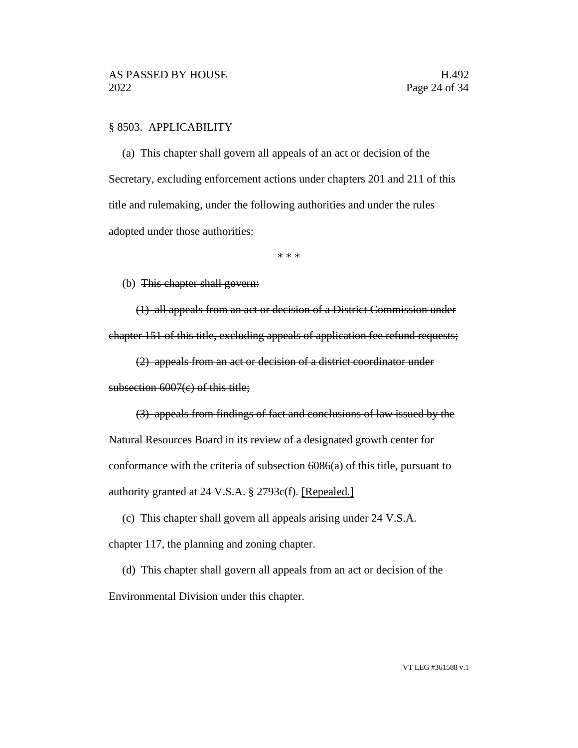§ 8503. APPLICABILITY

(a) This chapter shall govern all appeals of an act or decision of the Secretary, excluding enforcement actions under chapters 201 and 211 of this title and rulemaking, under the following authorities and under the rules adopted under those authorities:

\* \* \*

(b) ~~This chapter shall govern:~~

~~(1) all appeals from an act or decision of a District Commission under chapter 151 of this title, excluding appeals of application fee refund requests;~~

~~(2) appeals from an act or decision of a district coordinator under subsection 6007(c) of this title;~~

~~(3) appeals from findings of fact and conclusions of law issued by the Natural Resources Board in its review of a designated growth center for conformance with the criteria of subsection 6086(a) of this title, pursuant to authority granted at 24 V.S.A. § 2793c(f).~~ <u>[Repealed.]</u>

(c) This chapter shall govern all appeals arising under 24 V.S.A. chapter 117, the planning and zoning chapter.

(d) This chapter shall govern all appeals from an act or decision of the Environmental Division under this chapter.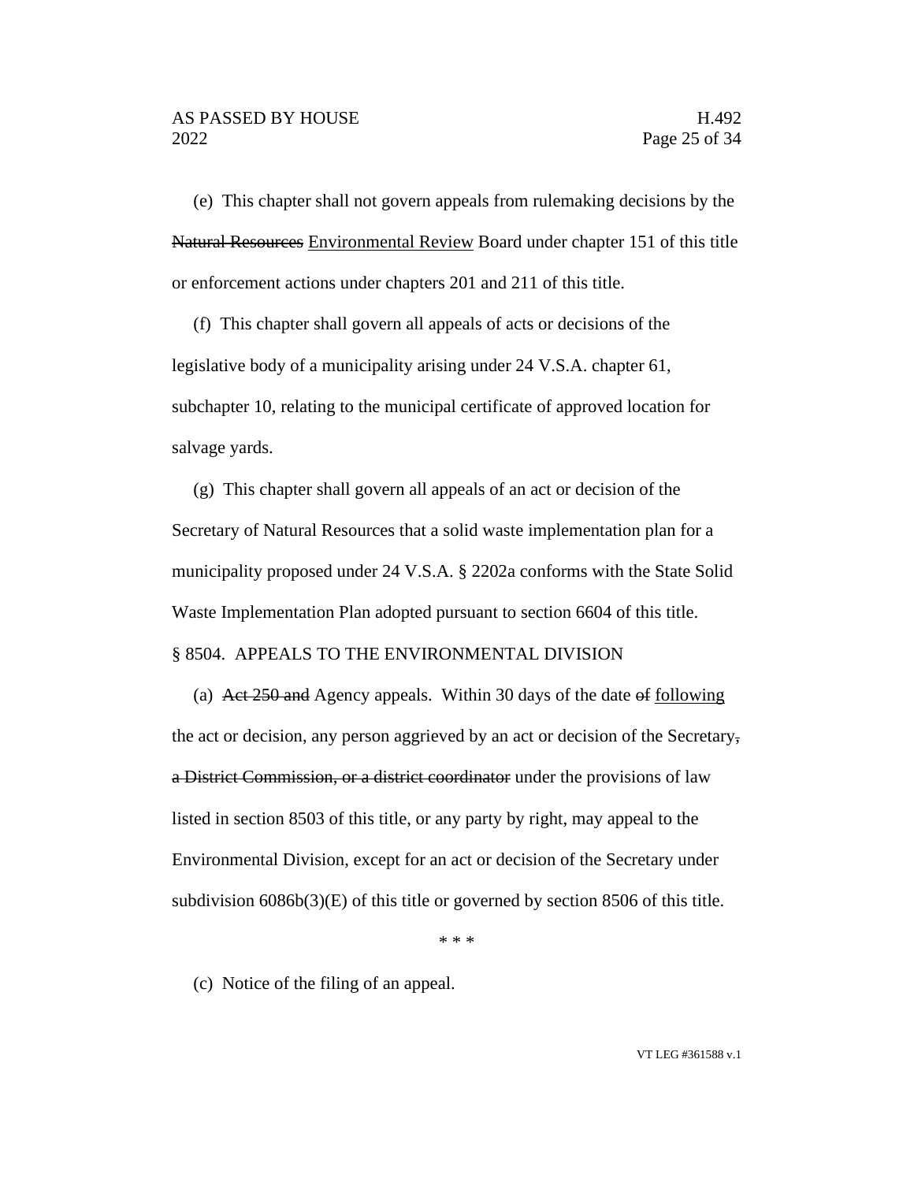(e) This chapter shall not govern appeals from rulemaking decisions by the ~~Natural Resources~~ <u>Environmental Review</u> Board under chapter 151 of this title or enforcement actions under chapters 201 and 211 of this title.

(f) This chapter shall govern all appeals of acts or decisions of the legislative body of a municipality arising under 24 V.S.A. chapter 61, subchapter 10, relating to the municipal certificate of approved location for salvage yards.

(g) This chapter shall govern all appeals of an act or decision of the Secretary of Natural Resources that a solid waste implementation plan for a municipality proposed under 24 V.S.A. § 2202a conforms with the State Solid Waste Implementation Plan adopted pursuant to section 6604 of this title.

§ 8504. APPEALS TO THE ENVIRONMENTAL DIVISION

(a) ~~Act 250 and~~ Agency appeals. Within 30 days of the date ~~of~~ <u>following</u> the act or decision, any person aggrieved by an act or decision of the Secretary~~, a District Commission, or a district coordinator~~ under the provisions of law listed in section 8503 of this title, or any party by right, may appeal to the Environmental Division, except for an act or decision of the Secretary under subdivision 6086b(3)(E) of this title or governed by section 8506 of this title.

* * *

(c) Notice of the filing of an appeal.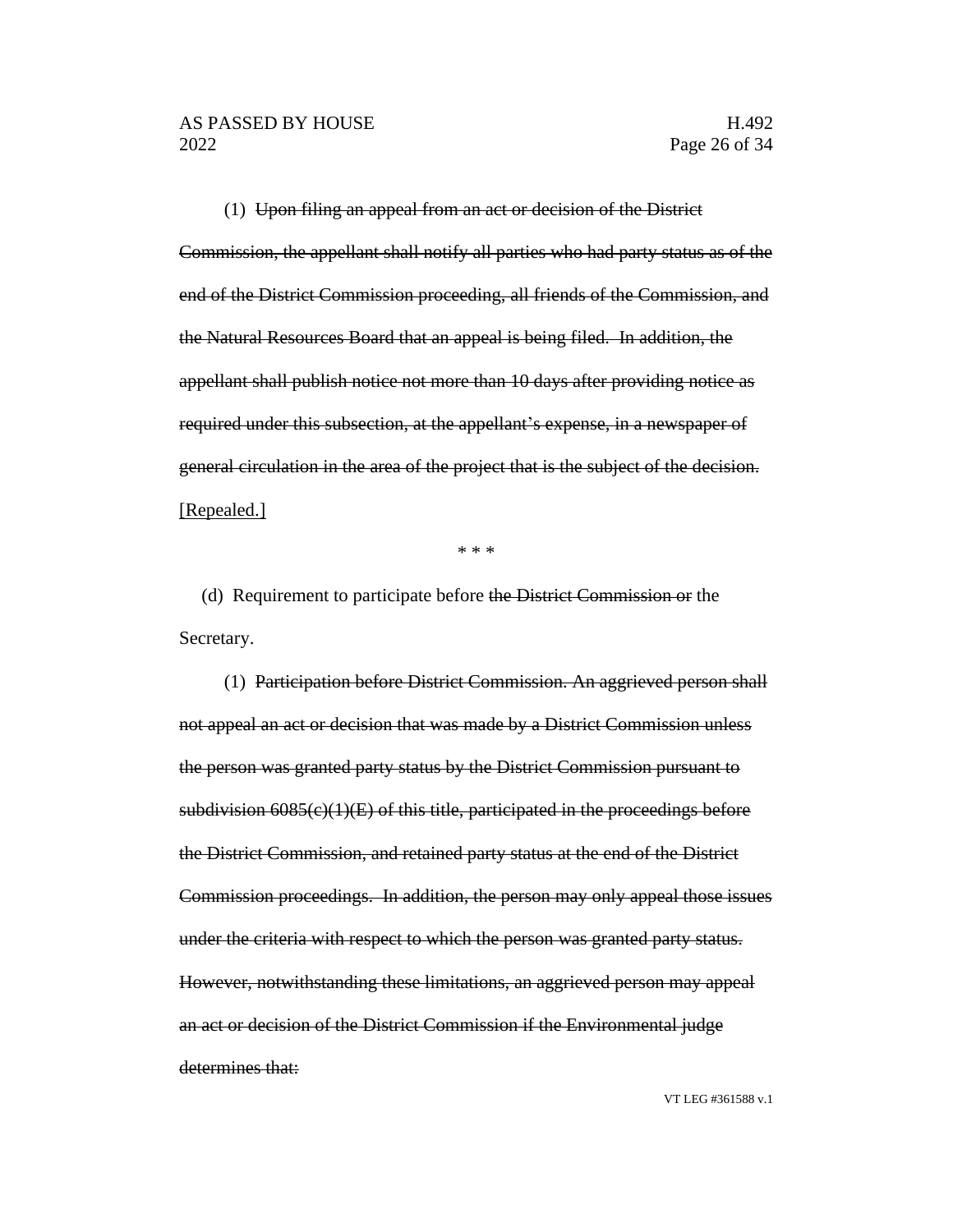(1) ~~Upon filing an appeal from an act or decision of the District Commission, the appellant shall notify all parties who had party status as of the end of the District Commission proceeding, all friends of the Commission, and the Natural Resources Board that an appeal is being filed. In addition, the appellant shall publish notice not more than 10 days after providing notice as required under this subsection, at the appellant's expense, in a newspaper of general circulation in the area of the project that is the subject of the decision.~~ <u>[Repealed.]</u>

\* \* \*

(d) Requirement to participate before ~~the District Commission or~~ the Secretary.

(1) ~~Participation before District Commission. An aggrieved person shall not appeal an act or decision that was made by a District Commission unless the person was granted party status by the District Commission pursuant to subdivision 6085(c)(1)(E) of this title, participated in the proceedings before the District Commission, and retained party status at the end of the District Commission proceedings. In addition, the person may only appeal those issues under the criteria with respect to which the person was granted party status. However, notwithstanding these limitations, an aggrieved person may appeal an act or decision of the District Commission if the Environmental judge determines that:~~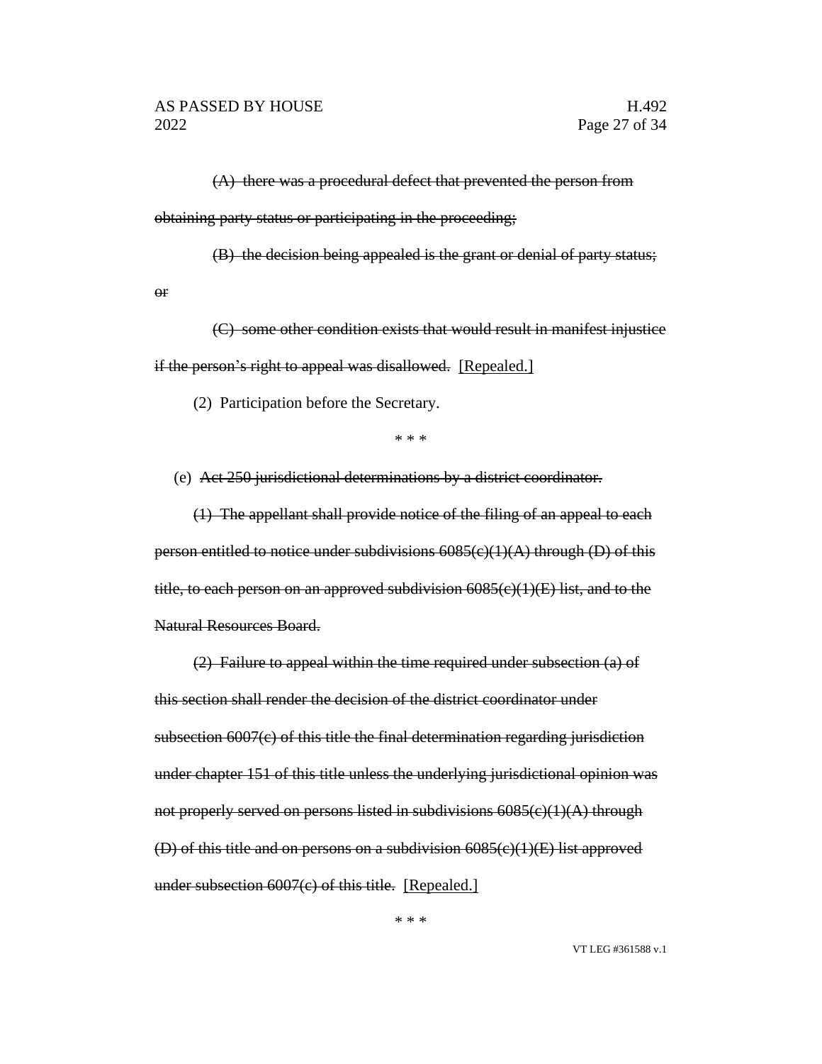~~(A) there was a procedural defect that prevented the person from obtaining party status or participating in the proceeding;~~

~~(B) the decision being appealed is the grant or denial of party status; or~~

~~(C) some other condition exists that would result in manifest injustice if the person's right to appeal was disallowed.~~ [Repealed.]

(2) Participation before the Secretary.

\* \* \*

(e) ~~Act 250 jurisdictional determinations by a district coordinator.~~

~~(1) The appellant shall provide notice of the filing of an appeal to each person entitled to notice under subdivisions 6085(c)(1)(A) through (D) of this title, to each person on an approved subdivision 6085(c)(1)(E) list, and to the Natural Resources Board.~~

~~(2) Failure to appeal within the time required under subsection (a) of this section shall render the decision of the district coordinator under subsection 6007(c) of this title the final determination regarding jurisdiction under chapter 151 of this title unless the underlying jurisdictional opinion was not properly served on persons listed in subdivisions 6085(c)(1)(A) through (D) of this title and on persons on a subdivision 6085(c)(1)(E) list approved under subsection 6007(c) of this title.~~ [Repealed.]

\* \* \*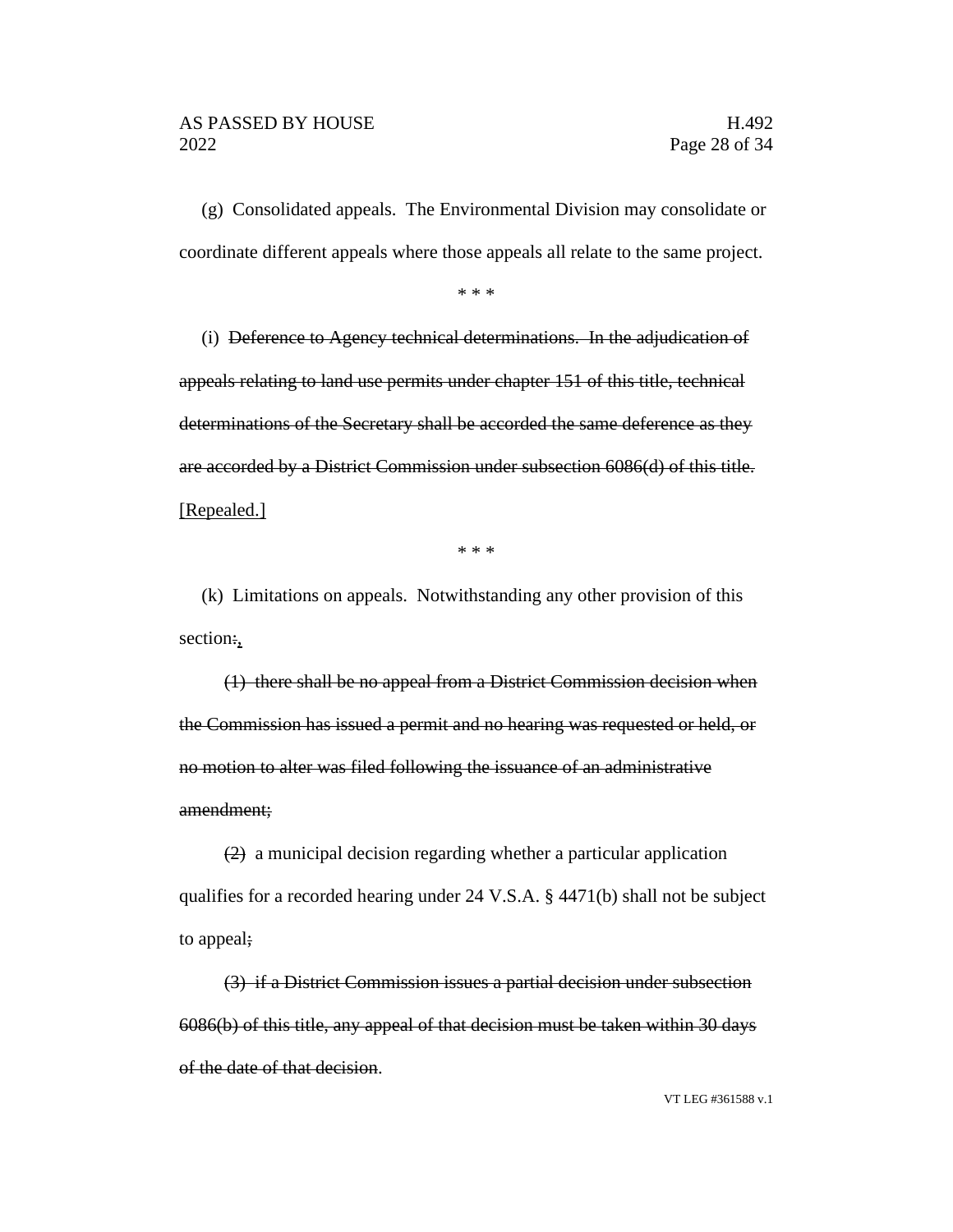(g) Consolidated appeals. The Environmental Division may consolidate or coordinate different appeals where those appeals all relate to the same project.

\* \* \*

(i) ~~Deference to Agency technical determinations. In the adjudication of appeals relating to land use permits under chapter 151 of this title, technical determinations of the Secretary shall be accorded the same deference as they are accorded by a District Commission under subsection 6086(d) of this title.~~ <u>[Repealed.]</u>

\* \* \*

(k) Limitations on appeals. Notwithstanding any other provision of this section~~:~~<u>,</u>

~~(1) there shall be no appeal from a District Commission decision when the Commission has issued a permit and no hearing was requested or held, or no motion to alter was filed following the issuance of an administrative amendment;~~

~~(2)~~ a municipal decision regarding whether a particular application qualifies for a recorded hearing under 24 V.S.A. § 4471(b) shall not be subject to appeal~~;~~

~~(3) if a District Commission issues a partial decision under subsection 6086(b) of this title, any appeal of that decision must be taken within 30 days of the date of that decision~~.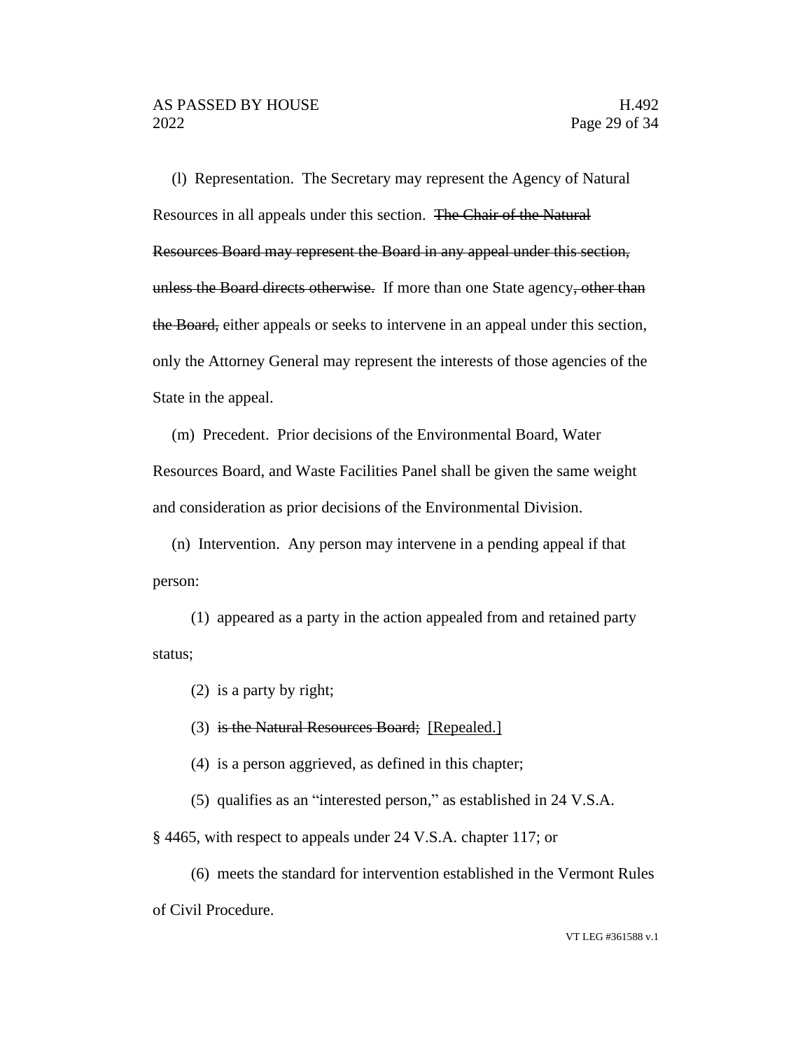(l) Representation. The Secretary may represent the Agency of Natural Resources in all appeals under this section. ~~The Chair of the Natural Resources Board may represent the Board in any appeal under this section, unless the Board directs otherwise.~~ If more than one State agency~~, other than the Board,~~ either appeals or seeks to intervene in an appeal under this section, only the Attorney General may represent the interests of those agencies of the State in the appeal.

(m) Precedent. Prior decisions of the Environmental Board, Water Resources Board, and Waste Facilities Panel shall be given the same weight and consideration as prior decisions of the Environmental Division.

(n) Intervention. Any person may intervene in a pending appeal if that person:

(1) appeared as a party in the action appealed from and retained party status;

(2) is a party by right;

(3) ~~is the Natural Resources Board;~~ <u>[Repealed.]</u>

(4) is a person aggrieved, as defined in this chapter;

(5) qualifies as an "interested person," as established in 24 V.S.A. § 4465, with respect to appeals under 24 V.S.A. chapter 117; or

(6) meets the standard for intervention established in the Vermont Rules of Civil Procedure.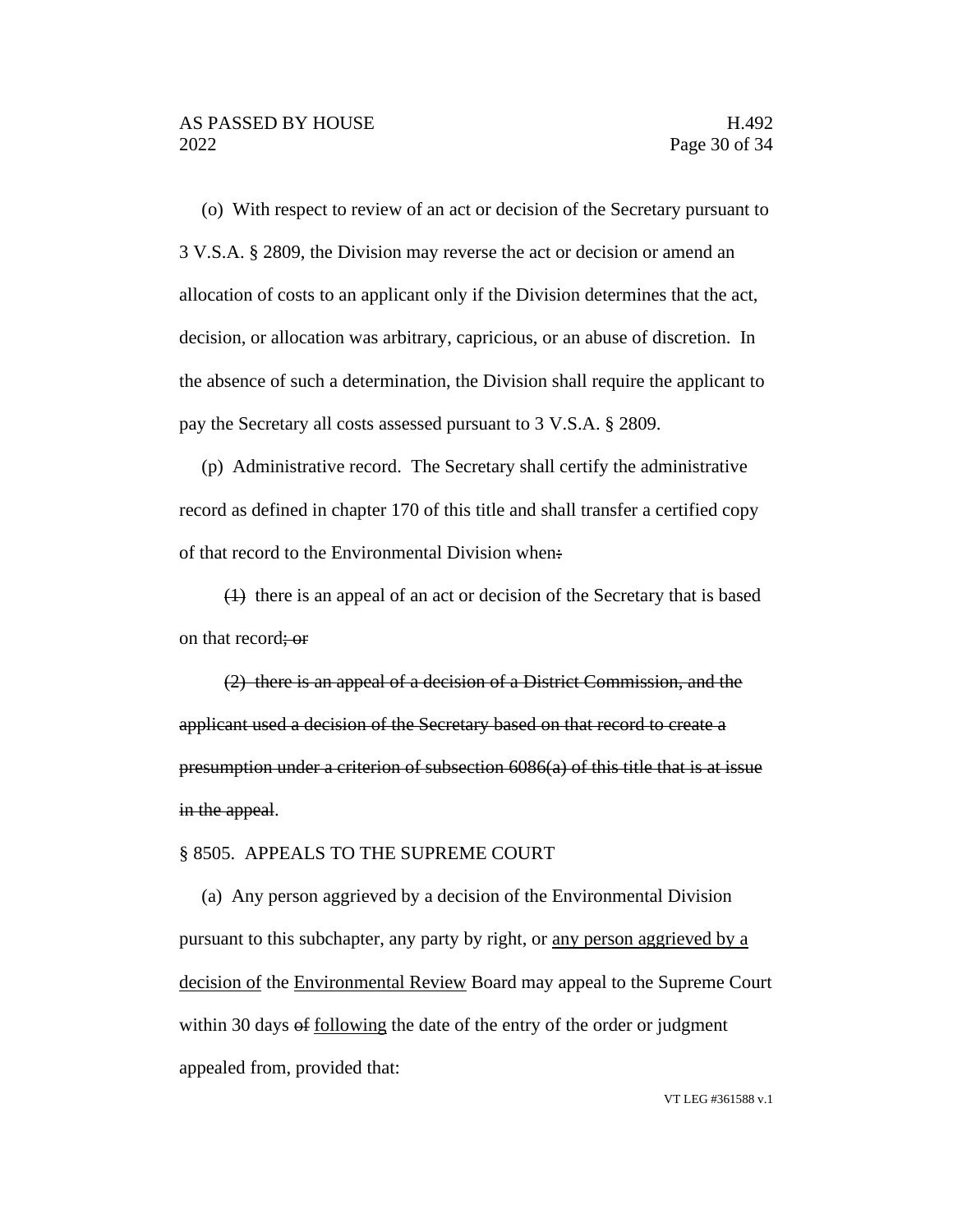(o) With respect to review of an act or decision of the Secretary pursuant to 3 V.S.A. § 2809, the Division may reverse the act or decision or amend an allocation of costs to an applicant only if the Division determines that the act, decision, or allocation was arbitrary, capricious, or an abuse of discretion. In the absence of such a determination, the Division shall require the applicant to pay the Secretary all costs assessed pursuant to 3 V.S.A. § 2809.

(p) Administrative record. The Secretary shall certify the administrative record as defined in chapter 170 of this title and shall transfer a certified copy of that record to the Environmental Division when~~:~~

~~(1)~~ there is an appeal of an act or decision of the Secretary that is based on that record~~; or~~

~~(2) there is an appeal of a decision of a District Commission, and the applicant used a decision of the Secretary based on that record to create a presumption under a criterion of subsection 6086(a) of this title that is at issue in the appeal~~.

§ 8505. APPEALS TO THE SUPREME COURT

(a) Any person aggrieved by a decision of the Environmental Division pursuant to this subchapter, any party by right, or <u>any person aggrieved by a decision of</u> the <u>Environmental Review</u> Board may appeal to the Supreme Court within 30 days ~~of~~ <u>following</u> the date of the entry of the order or judgment appealed from, provided that: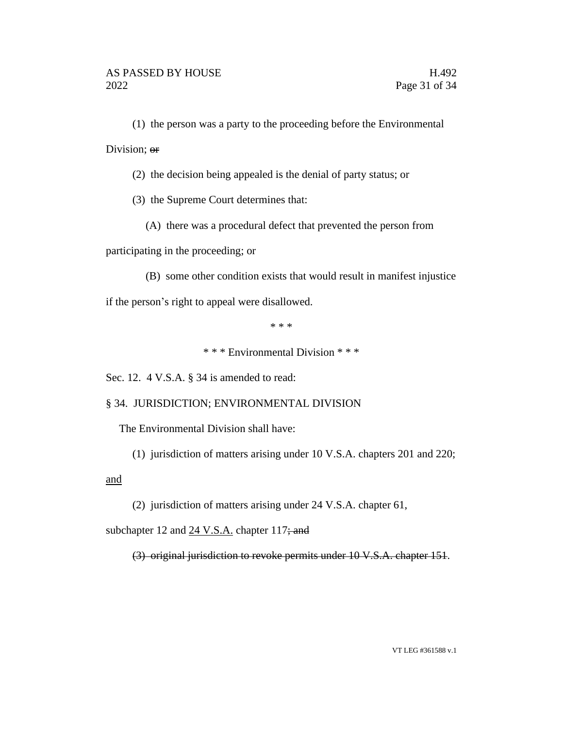(1) the person was a party to the proceeding before the Environmental Division; ~~or~~

(2) the decision being appealed is the denial of party status; or

(3) the Supreme Court determines that:

(A) there was a procedural defect that prevented the person from participating in the proceeding; or

(B) some other condition exists that would result in manifest injustice if the person's right to appeal were disallowed.

\* \* \*

\* \* \* Environmental Division \* \* \*

Sec. 12. 4 V.S.A. § 34 is amended to read:

§ 34. JURISDICTION; ENVIRONMENTAL DIVISION

The Environmental Division shall have:

(1) jurisdiction of matters arising under 10 V.S.A. chapters 201 and 220; <u>and</u>

(2) jurisdiction of matters arising under 24 V.S.A. chapter 61, subchapter 12 and <u>24 V.S.A.</u> chapter 117~~; and~~

~~(3) original jurisdiction to revoke permits under 10 V.S.A. chapter 151~~.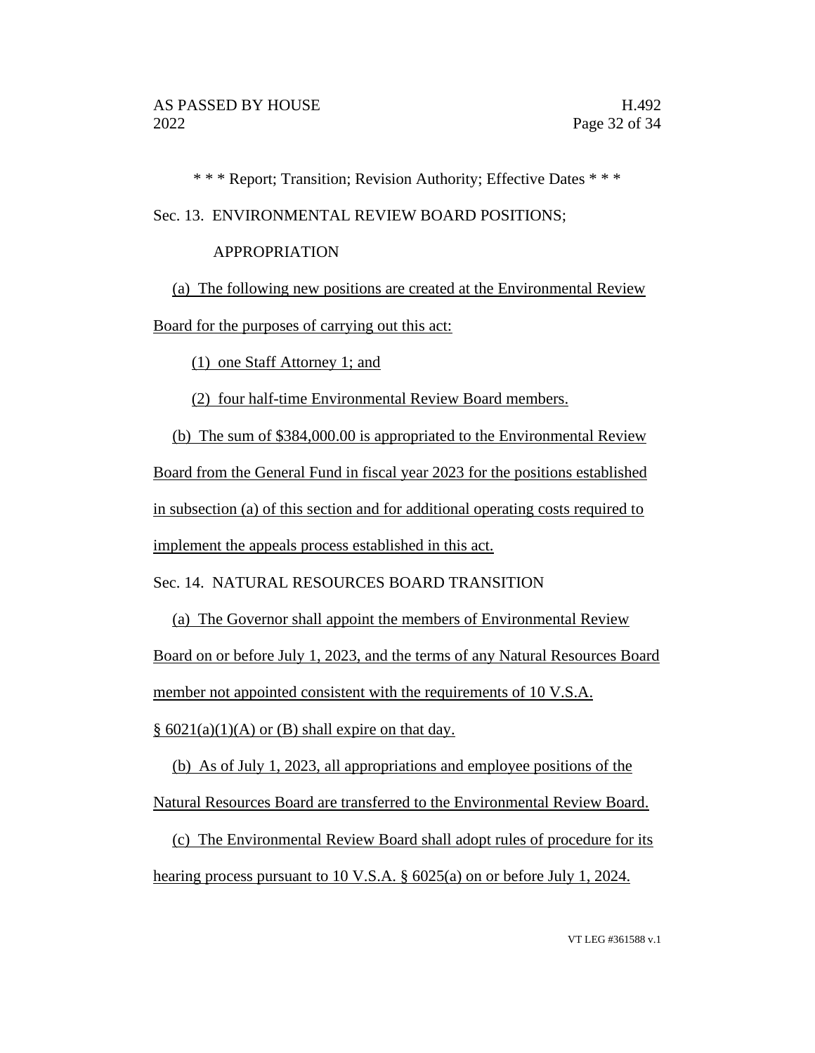\* \* \* Report; Transition; Revision Authority; Effective Dates \* \* \*

Sec. 13. ENVIRONMENTAL REVIEW BOARD POSITIONS; APPROPRIATION

(a) The following new positions are created at the Environmental Review Board for the purposes of carrying out this act:

(1) one Staff Attorney 1; and

(2) four half-time Environmental Review Board members.

(b) The sum of $384,000.00 is appropriated to the Environmental Review Board from the General Fund in fiscal year 2023 for the positions established in subsection (a) of this section and for additional operating costs required to implement the appeals process established in this act.

Sec. 14. NATURAL RESOURCES BOARD TRANSITION

(a) The Governor shall appoint the members of Environmental Review Board on or before July 1, 2023, and the terms of any Natural Resources Board member not appointed consistent with the requirements of 10 V.S.A. § 6021(a)(1)(A) or (B) shall expire on that day.

(b) As of July 1, 2023, all appropriations and employee positions of the Natural Resources Board are transferred to the Environmental Review Board.

(c) The Environmental Review Board shall adopt rules of procedure for its hearing process pursuant to 10 V.S.A. § 6025(a) on or before July 1, 2024.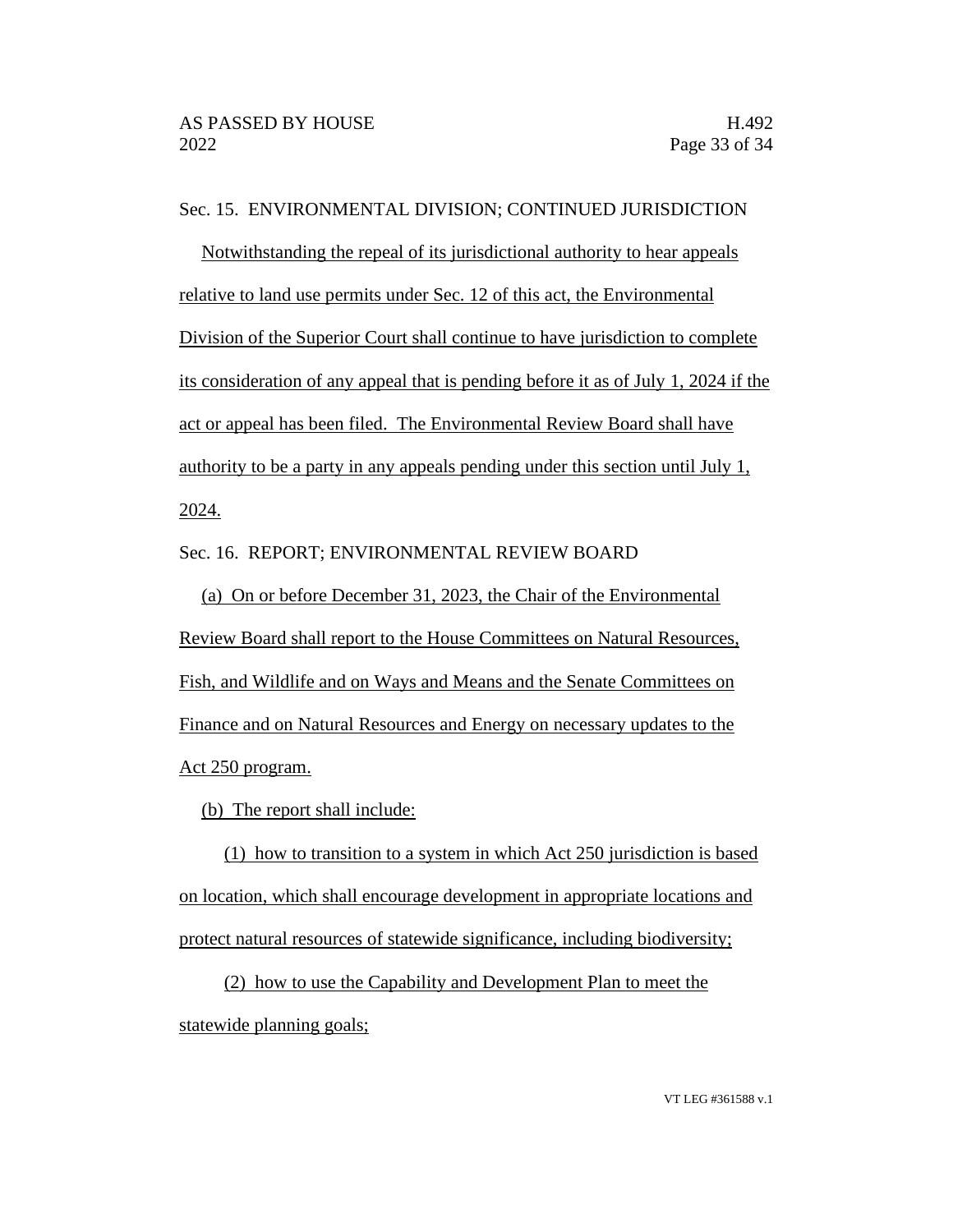Sec. 15. ENVIRONMENTAL DIVISION; CONTINUED JURISDICTION

Notwithstanding the repeal of its jurisdictional authority to hear appeals relative to land use permits under Sec. 12 of this act, the Environmental Division of the Superior Court shall continue to have jurisdiction to complete its consideration of any appeal that is pending before it as of July 1, 2024 if the act or appeal has been filed. The Environmental Review Board shall have authority to be a party in any appeals pending under this section until July 1, 2024.

Sec. 16. REPORT; ENVIRONMENTAL REVIEW BOARD

(a) On or before December 31, 2023, the Chair of the Environmental Review Board shall report to the House Committees on Natural Resources, Fish, and Wildlife and on Ways and Means and the Senate Committees on Finance and on Natural Resources and Energy on necessary updates to the Act 250 program.

(b) The report shall include:

(1) how to transition to a system in which Act 250 jurisdiction is based on location, which shall encourage development in appropriate locations and protect natural resources of statewide significance, including biodiversity;

(2) how to use the Capability and Development Plan to meet the statewide planning goals;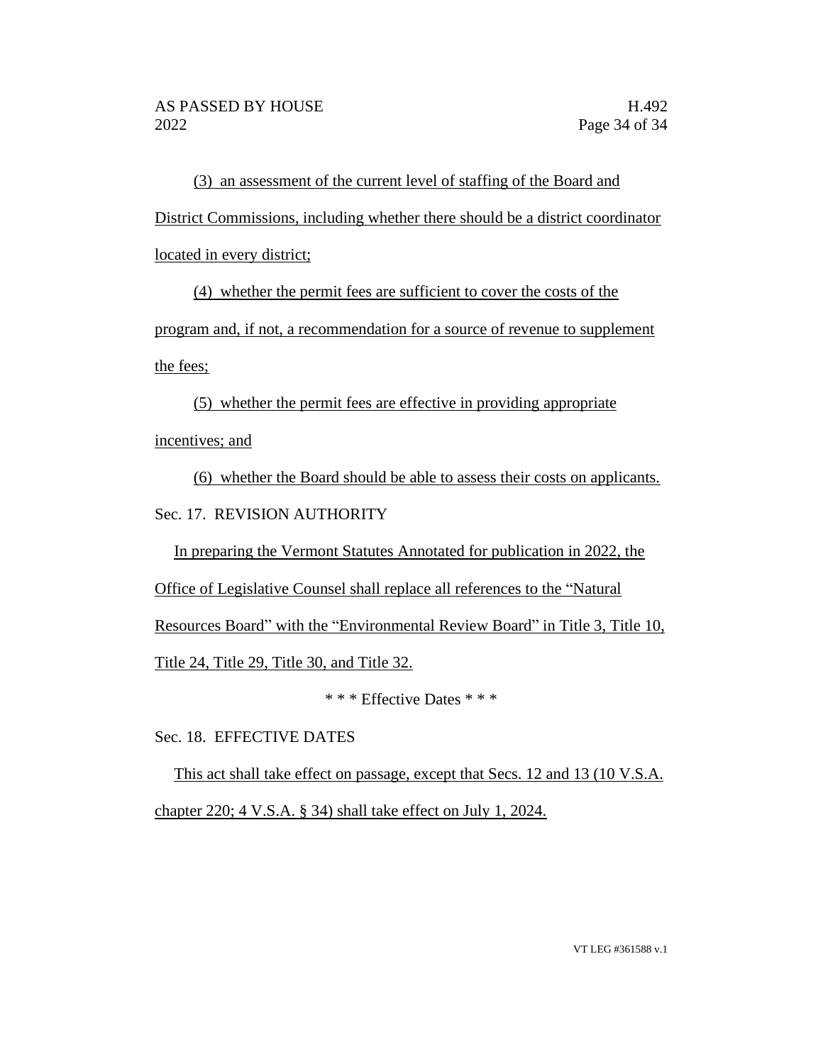(3) an assessment of the current level of staffing of the Board and District Commissions, including whether there should be a district coordinator located in every district;

(4) whether the permit fees are sufficient to cover the costs of the program and, if not, a recommendation for a source of revenue to supplement the fees;

(5) whether the permit fees are effective in providing appropriate incentives; and

(6) whether the Board should be able to assess their costs on applicants.

Sec. 17. REVISION AUTHORITY

In preparing the Vermont Statutes Annotated for publication in 2022, the Office of Legislative Counsel shall replace all references to the "Natural Resources Board" with the "Environmental Review Board" in Title 3, Title 10, Title 24, Title 29, Title 30, and Title 32.

\* \* \* Effective Dates \* \* \*

Sec. 18. EFFECTIVE DATES

This act shall take effect on passage, except that Secs. 12 and 13 (10 V.S.A. chapter 220; 4 V.S.A. § 34) shall take effect on July 1, 2024.